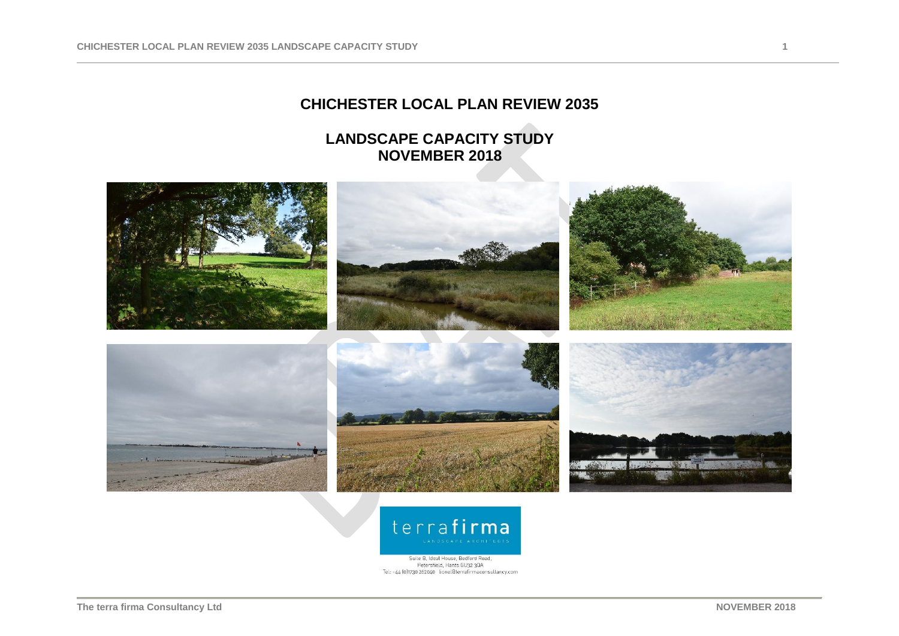# CHICHESTER LOCAL PLAN REVIEW 2035

## LANDSCAPE CAPACITY STUDY
## NOVEMBER 2018

terrafirma
LANDSCAPE ARCHITECTS

Suite B, Ideal House, Bedford Road,
Petersfield, Hants GU32 3QA
Tel: +44 (0)1730 262040 lionel@terrafirmaconsultancy.com

The terra firma Consultancy Ltd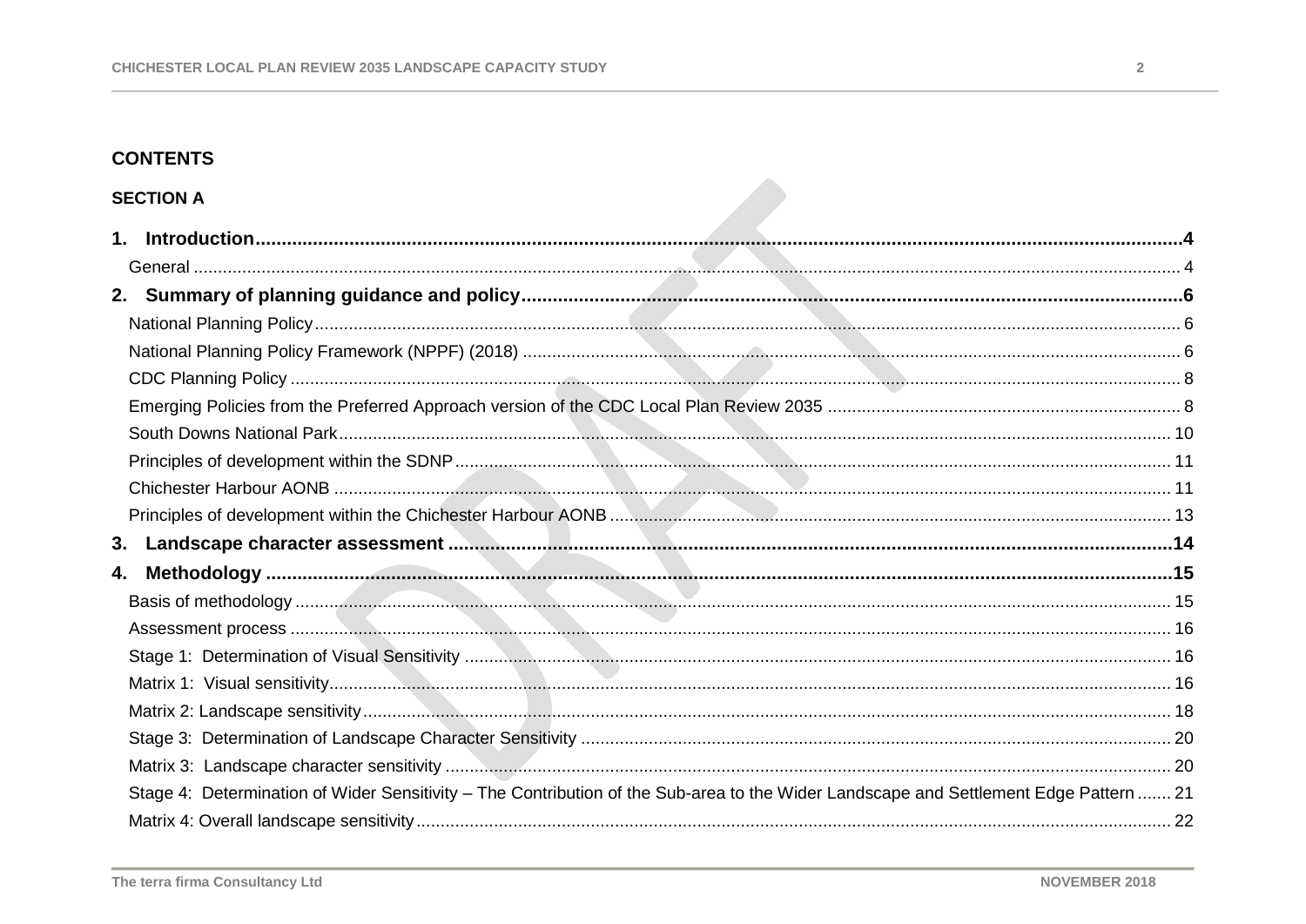# CONTENTS

## SECTION A

**1. Introduction** .......... **4**

General .......... 4

**2. Summary of planning guidance and policy** .......... **6**

National Planning Policy .......... 6

National Planning Policy Framework (NPPF) (2018) .......... 6

CDC Planning Policy .......... 8

Emerging Policies from the Preferred Approach version of the CDC Local Plan Review 2035 .......... 8

South Downs National Park .......... 10

Principles of development within the SDNP .......... 11

Chichester Harbour AONB .......... 11

Principles of development within the Chichester Harbour AONB .......... 13

**3. Landscape character assessment** .......... **14**

**4. Methodology** .......... **15**

Basis of methodology .......... 15

Assessment process .......... 16

Stage 1: Determination of Visual Sensitivity .......... 16

Matrix 1: Visual sensitivity .......... 16

Matrix 2: Landscape sensitivity .......... 18

Stage 3: Determination of Landscape Character Sensitivity .......... 20

Matrix 3: Landscape character sensitivity .......... 20

Stage 4: Determination of Wider Sensitivity – The Contribution of the Sub-area to the Wider Landscape and Settlement Edge Pattern .......... 21

Matrix 4: Overall landscape sensitivity .......... 22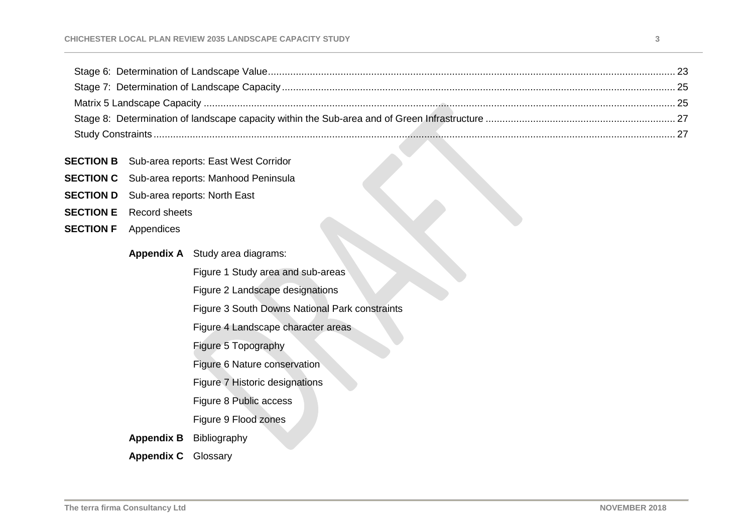Stage 6: Determination of Landscape Value ........ 23
Stage 7: Determination of Landscape Capacity ........ 25
Matrix 5 Landscape Capacity ........ 25
Stage 8: Determination of landscape capacity within the Sub-area and of Green Infrastructure ........ 27
Study Constraints ........ 27

**SECTION B** Sub-area reports: East West Corridor

**SECTION C** Sub-area reports: Manhood Peninsula

**SECTION D** Sub-area reports: North East

**SECTION E** Record sheets

**SECTION F** Appendices

**Appendix A** Study area diagrams:

Figure 1 Study area and sub-areas

Figure 2 Landscape designations

Figure 3 South Downs National Park constraints

Figure 4 Landscape character areas

Figure 5 Topography

Figure 6 Nature conservation

Figure 7 Historic designations

Figure 8 Public access

Figure 9 Flood zones

**Appendix B** Bibliography

**Appendix C** Glossary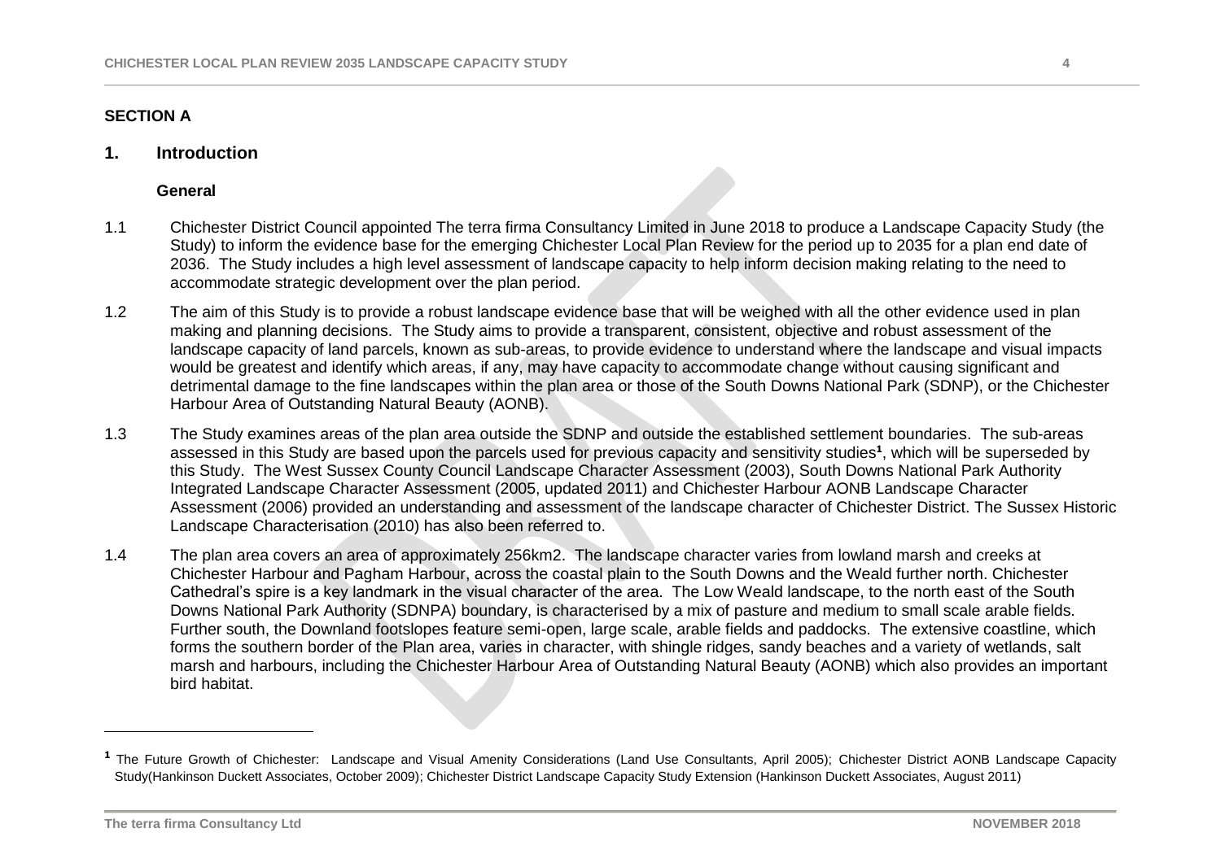## SECTION A

## 1. Introduction

### General

1.1 Chichester District Council appointed The terra firma Consultancy Limited in June 2018 to produce a Landscape Capacity Study (the Study) to inform the evidence base for the emerging Chichester Local Plan Review for the period up to 2035 for a plan end date of 2036. The Study includes a high level assessment of landscape capacity to help inform decision making relating to the need to accommodate strategic development over the plan period.

1.2 The aim of this Study is to provide a robust landscape evidence base that will be weighed with all the other evidence used in plan making and planning decisions. The Study aims to provide a transparent, consistent, objective and robust assessment of the landscape capacity of land parcels, known as sub-areas, to provide evidence to understand where the landscape and visual impacts would be greatest and identify which areas, if any, may have capacity to accommodate change without causing significant and detrimental damage to the fine landscapes within the plan area or those of the South Downs National Park (SDNP), or the Chichester Harbour Area of Outstanding Natural Beauty (AONB).

1.3 The Study examines areas of the plan area outside the SDNP and outside the established settlement boundaries. The sub-areas assessed in this Study are based upon the parcels used for previous capacity and sensitivity studies[1], which will be superseded by this Study. The West Sussex County Council Landscape Character Assessment (2003), South Downs National Park Authority Integrated Landscape Character Assessment (2005, updated 2011) and Chichester Harbour AONB Landscape Character Assessment (2006) provided an understanding and assessment of the landscape character of Chichester District. The Sussex Historic Landscape Characterisation (2010) has also been referred to.

1.4 The plan area covers an area of approximately 256km2. The landscape character varies from lowland marsh and creeks at Chichester Harbour and Pagham Harbour, across the coastal plain to the South Downs and the Weald further north. Chichester Cathedral's spire is a key landmark in the visual character of the area. The Low Weald landscape, to the north east of the South Downs National Park Authority (SDNPA) boundary, is characterised by a mix of pasture and medium to small scale arable fields. Further south, the Downland footslopes feature semi-open, large scale, arable fields and paddocks. The extensive coastline, which forms the southern border of the Plan area, varies in character, with shingle ridges, sandy beaches and a variety of wetlands, salt marsh and harbours, including the Chichester Harbour Area of Outstanding Natural Beauty (AONB) which also provides an important bird habitat.

---

[1] The Future Growth of Chichester: Landscape and Visual Amenity Considerations (Land Use Consultants, April 2005); Chichester District AONB Landscape Capacity Study(Hankinson Duckett Associates, October 2009); Chichester District Landscape Capacity Study Extension (Hankinson Duckett Associates, August 2011)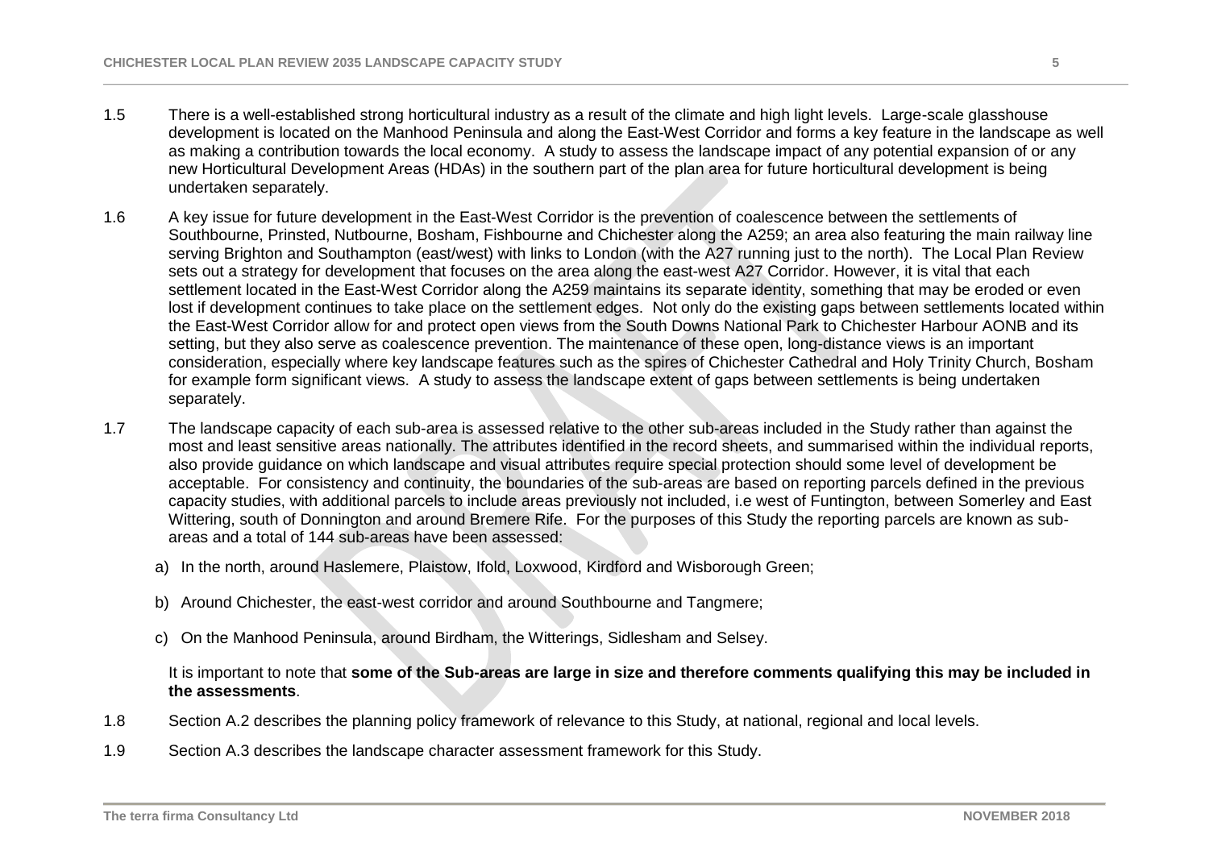1.5 There is a well-established strong horticultural industry as a result of the climate and high light levels. Large-scale glasshouse development is located on the Manhood Peninsula and along the East-West Corridor and forms a key feature in the landscape as well as making a contribution towards the local economy. A study to assess the landscape impact of any potential expansion of or any new Horticultural Development Areas (HDAs) in the southern part of the plan area for future horticultural development is being undertaken separately.

1.6 A key issue for future development in the East-West Corridor is the prevention of coalescence between the settlements of Southbourne, Prinsted, Nutbourne, Bosham, Fishbourne and Chichester along the A259; an area also featuring the main railway line serving Brighton and Southampton (east/west) with links to London (with the A27 running just to the north). The Local Plan Review sets out a strategy for development that focuses on the area along the east-west A27 Corridor. However, it is vital that each settlement located in the East-West Corridor along the A259 maintains its separate identity, something that may be eroded or even lost if development continues to take place on the settlement edges. Not only do the existing gaps between settlements located within the East-West Corridor allow for and protect open views from the South Downs National Park to Chichester Harbour AONB and its setting, but they also serve as coalescence prevention. The maintenance of these open, long-distance views is an important consideration, especially where key landscape features such as the spires of Chichester Cathedral and Holy Trinity Church, Bosham for example form significant views. A study to assess the landscape extent of gaps between settlements is being undertaken separately.

1.7 The landscape capacity of each sub-area is assessed relative to the other sub-areas included in the Study rather than against the most and least sensitive areas nationally. The attributes identified in the record sheets, and summarised within the individual reports, also provide guidance on which landscape and visual attributes require special protection should some level of development be acceptable. For consistency and continuity, the boundaries of the sub-areas are based on reporting parcels defined in the previous capacity studies, with additional parcels to include areas previously not included, i.e west of Funtington, between Somerley and East Wittering, south of Donnington and around Bremere Rife. For the purposes of this Study the reporting parcels are known as sub-areas and a total of 144 sub-areas have been assessed:

a) In the north, around Haslemere, Plaistow, Ifold, Loxwood, Kirdford and Wisborough Green;

b) Around Chichester, the east-west corridor and around Southbourne and Tangmere;

c) On the Manhood Peninsula, around Birdham, the Witterings, Sidlesham and Selsey.

It is important to note that **some of the Sub-areas are large in size and therefore comments qualifying this may be included in the assessments**.

1.8 Section A.2 describes the planning policy framework of relevance to this Study, at national, regional and local levels.

1.9 Section A.3 describes the landscape character assessment framework for this Study.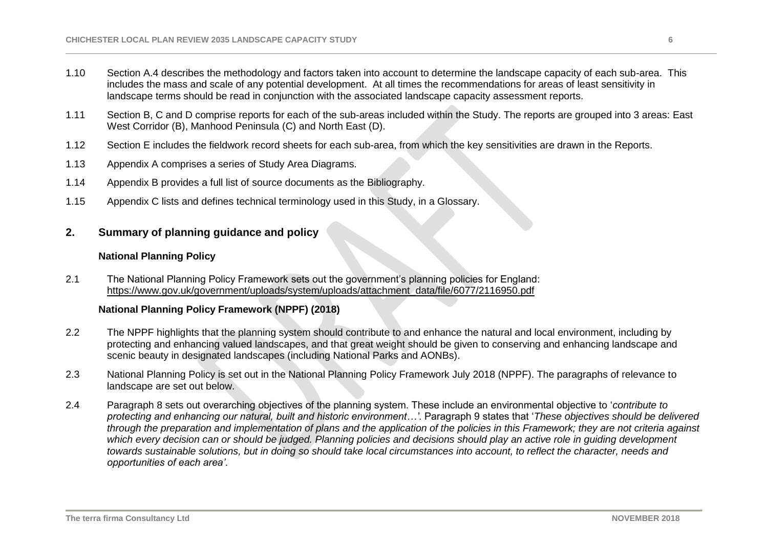1.10 Section A.4 describes the methodology and factors taken into account to determine the landscape capacity of each sub-area. This includes the mass and scale of any potential development. At all times the recommendations for areas of least sensitivity in landscape terms should be read in conjunction with the associated landscape capacity assessment reports.

1.11 Section B, C and D comprise reports for each of the sub-areas included within the Study. The reports are grouped into 3 areas: East West Corridor (B), Manhood Peninsula (C) and North East (D).

1.12 Section E includes the fieldwork record sheets for each sub-area, from which the key sensitivities are drawn in the Reports.

1.13 Appendix A comprises a series of Study Area Diagrams.

1.14 Appendix B provides a full list of source documents as the Bibliography.

1.15 Appendix C lists and defines technical terminology used in this Study, in a Glossary.

## 2. Summary of planning guidance and policy

### National Planning Policy

2.1 The National Planning Policy Framework sets out the government's planning policies for England: https://www.gov.uk/government/uploads/system/uploads/attachment_data/file/6077/2116950.pdf

### National Planning Policy Framework (NPPF) (2018)

2.2 The NPPF highlights that the planning system should contribute to and enhance the natural and local environment, including by protecting and enhancing valued landscapes, and that great weight should be given to conserving and enhancing landscape and scenic beauty in designated landscapes (including National Parks and AONBs).

2.3 National Planning Policy is set out in the National Planning Policy Framework July 2018 (NPPF). The paragraphs of relevance to landscape are set out below.

2.4 Paragraph 8 sets out overarching objectives of the planning system. These include an environmental objective to '*contribute to protecting and enhancing our natural, built and historic environment…'*. Paragraph 9 states that '*These objectives should be delivered through the preparation and implementation of plans and the application of the policies in this Framework; they are not criteria against which every decision can or should be judged. Planning policies and decisions should play an active role in guiding development towards sustainable solutions, but in doing so should take local circumstances into account, to reflect the character, needs and opportunities of each area'*.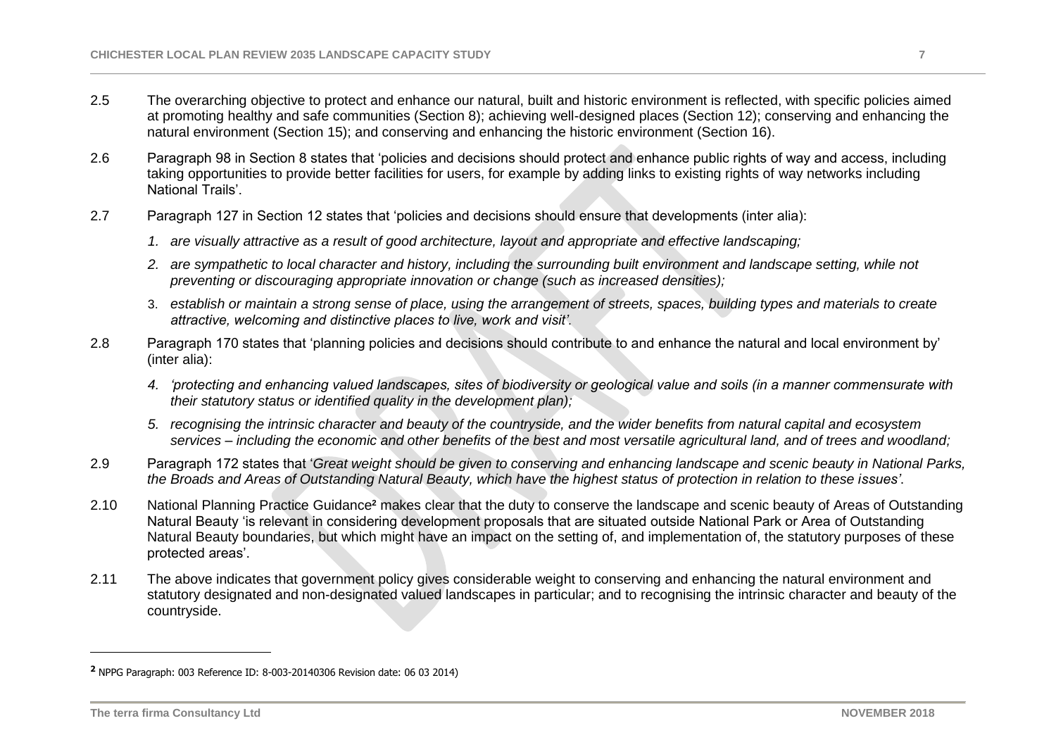2.5 The overarching objective to protect and enhance our natural, built and historic environment is reflected, with specific policies aimed at promoting healthy and safe communities (Section 8); achieving well-designed places (Section 12); conserving and enhancing the natural environment (Section 15); and conserving and enhancing the historic environment (Section 16).

2.6 Paragraph 98 in Section 8 states that 'policies and decisions should protect and enhance public rights of way and access, including taking opportunities to provide better facilities for users, for example by adding links to existing rights of way networks including National Trails'.

2.7 Paragraph 127 in Section 12 states that 'policies and decisions should ensure that developments (inter alia):

1. *are visually attractive as a result of good architecture, layout and appropriate and effective landscaping;*
2. *are sympathetic to local character and history, including the surrounding built environment and landscape setting, while not preventing or discouraging appropriate innovation or change (such as increased densities);*
3. *establish or maintain a strong sense of place, using the arrangement of streets, spaces, building types and materials to create attractive, welcoming and distinctive places to live, work and visit'.*

2.8 Paragraph 170 states that 'planning policies and decisions should contribute to and enhance the natural and local environment by' (inter alia):

4. *'protecting and enhancing valued landscapes, sites of biodiversity or geological value and soils (in a manner commensurate with their statutory status or identified quality in the development plan);*
5. *recognising the intrinsic character and beauty of the countryside, and the wider benefits from natural capital and ecosystem services – including the economic and other benefits of the best and most versatile agricultural land, and of trees and woodland;*

2.9 Paragraph 172 states that '*Great weight should be given to conserving and enhancing landscape and scenic beauty in National Parks, the Broads and Areas of Outstanding Natural Beauty, which have the highest status of protection in relation to these issues'*.

2.10 National Planning Practice Guidance[2] makes clear that the duty to conserve the landscape and scenic beauty of Areas of Outstanding Natural Beauty 'is relevant in considering development proposals that are situated outside National Park or Area of Outstanding Natural Beauty boundaries, but which might have an impact on the setting of, and implementation of, the statutory purposes of these protected areas'.

2.11 The above indicates that government policy gives considerable weight to conserving and enhancing the natural environment and statutory designated and non-designated valued landscapes in particular; and to recognising the intrinsic character and beauty of the countryside.

---

[2] NPPG Paragraph: 003 Reference ID: 8-003-20140306 Revision date: 06 03 2014)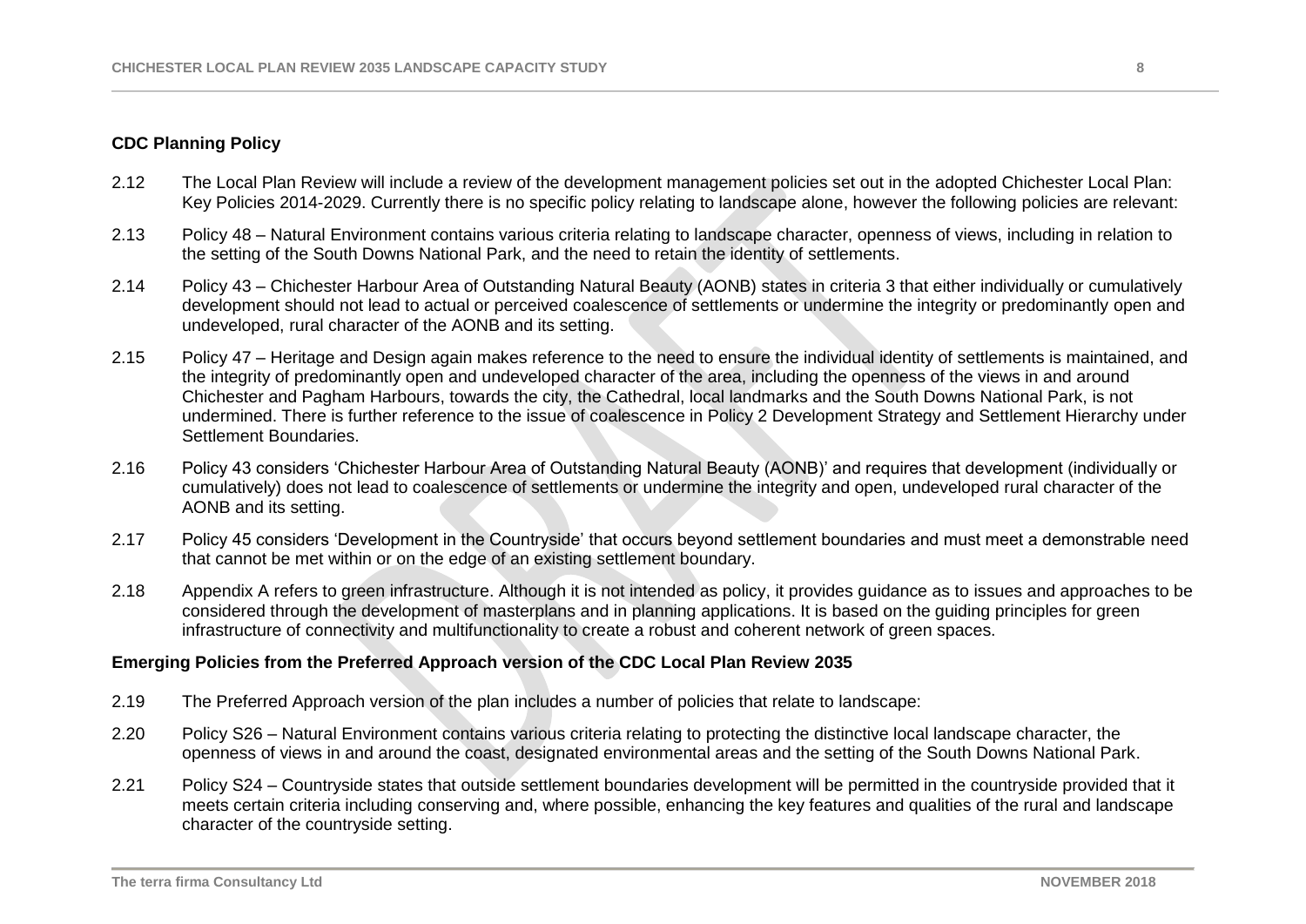### CDC Planning Policy

2.12 The Local Plan Review will include a review of the development management policies set out in the adopted Chichester Local Plan: Key Policies 2014-2029. Currently there is no specific policy relating to landscape alone, however the following policies are relevant:

2.13 Policy 48 – Natural Environment contains various criteria relating to landscape character, openness of views, including in relation to the setting of the South Downs National Park, and the need to retain the identity of settlements.

2.14 Policy 43 – Chichester Harbour Area of Outstanding Natural Beauty (AONB) states in criteria 3 that either individually or cumulatively development should not lead to actual or perceived coalescence of settlements or undermine the integrity or predominantly open and undeveloped, rural character of the AONB and its setting.

2.15 Policy 47 – Heritage and Design again makes reference to the need to ensure the individual identity of settlements is maintained, and the integrity of predominantly open and undeveloped character of the area, including the openness of the views in and around Chichester and Pagham Harbours, towards the city, the Cathedral, local landmarks and the South Downs National Park, is not undermined. There is further reference to the issue of coalescence in Policy 2 Development Strategy and Settlement Hierarchy under Settlement Boundaries.

2.16 Policy 43 considers 'Chichester Harbour Area of Outstanding Natural Beauty (AONB)' and requires that development (individually or cumulatively) does not lead to coalescence of settlements or undermine the integrity and open, undeveloped rural character of the AONB and its setting.

2.17 Policy 45 considers 'Development in the Countryside' that occurs beyond settlement boundaries and must meet a demonstrable need that cannot be met within or on the edge of an existing settlement boundary.

2.18 Appendix A refers to green infrastructure. Although it is not intended as policy, it provides guidance as to issues and approaches to be considered through the development of masterplans and in planning applications. It is based on the guiding principles for green infrastructure of connectivity and multifunctionality to create a robust and coherent network of green spaces.

### Emerging Policies from the Preferred Approach version of the CDC Local Plan Review 2035

2.19 The Preferred Approach version of the plan includes a number of policies that relate to landscape:

2.20 Policy S26 – Natural Environment contains various criteria relating to protecting the distinctive local landscape character, the openness of views in and around the coast, designated environmental areas and the setting of the South Downs National Park.

2.21 Policy S24 – Countryside states that outside settlement boundaries development will be permitted in the countryside provided that it meets certain criteria including conserving and, where possible, enhancing the key features and qualities of the rural and landscape character of the countryside setting.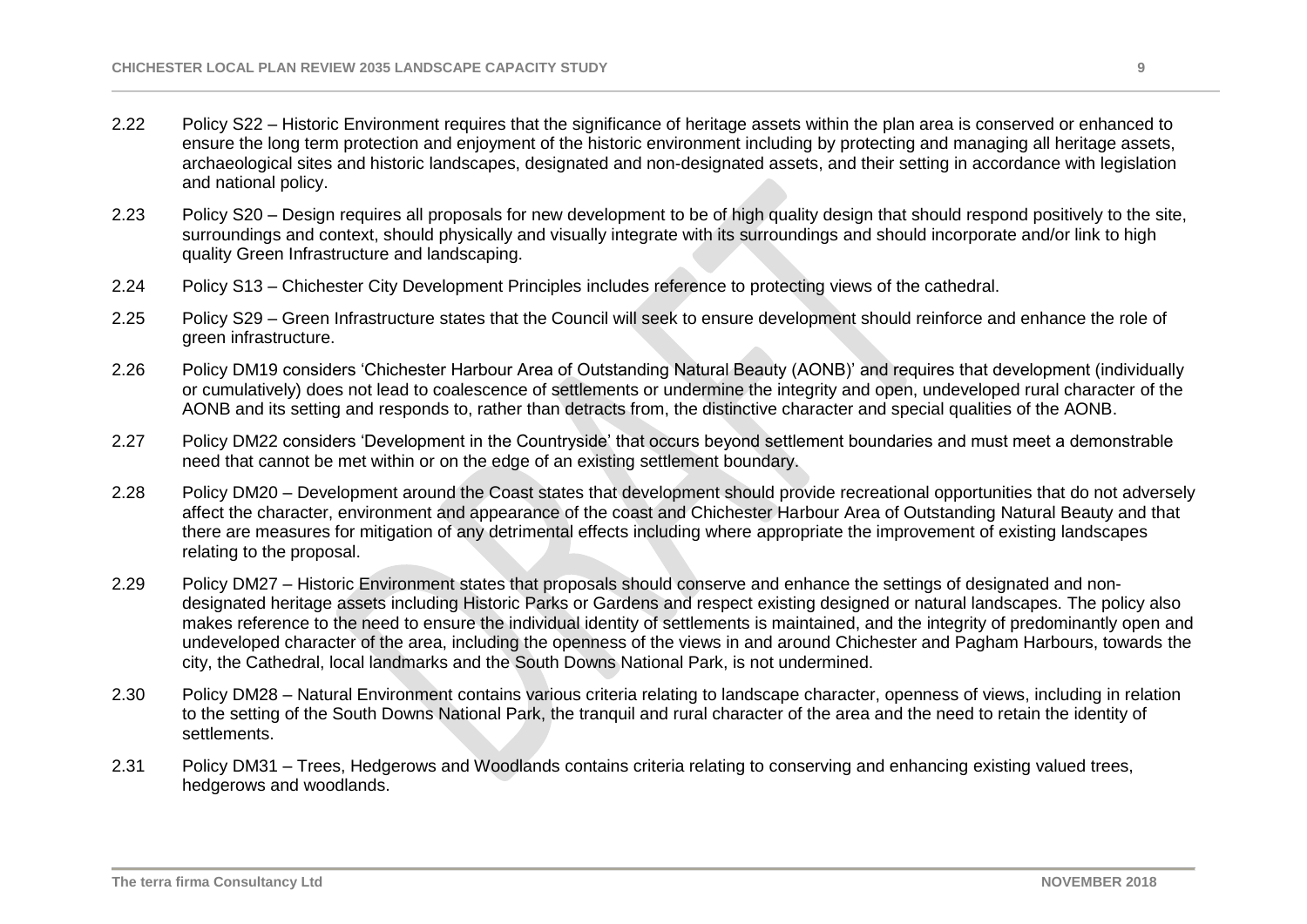2.22 Policy S22 – Historic Environment requires that the significance of heritage assets within the plan area is conserved or enhanced to ensure the long term protection and enjoyment of the historic environment including by protecting and managing all heritage assets, archaeological sites and historic landscapes, designated and non-designated assets, and their setting in accordance with legislation and national policy.

2.23 Policy S20 – Design requires all proposals for new development to be of high quality design that should respond positively to the site, surroundings and context, should physically and visually integrate with its surroundings and should incorporate and/or link to high quality Green Infrastructure and landscaping.

2.24 Policy S13 – Chichester City Development Principles includes reference to protecting views of the cathedral.

2.25 Policy S29 – Green Infrastructure states that the Council will seek to ensure development should reinforce and enhance the role of green infrastructure.

2.26 Policy DM19 considers 'Chichester Harbour Area of Outstanding Natural Beauty (AONB)' and requires that development (individually or cumulatively) does not lead to coalescence of settlements or undermine the integrity and open, undeveloped rural character of the AONB and its setting and responds to, rather than detracts from, the distinctive character and special qualities of the AONB.

2.27 Policy DM22 considers 'Development in the Countryside' that occurs beyond settlement boundaries and must meet a demonstrable need that cannot be met within or on the edge of an existing settlement boundary.

2.28 Policy DM20 – Development around the Coast states that development should provide recreational opportunities that do not adversely affect the character, environment and appearance of the coast and Chichester Harbour Area of Outstanding Natural Beauty and that there are measures for mitigation of any detrimental effects including where appropriate the improvement of existing landscapes relating to the proposal.

2.29 Policy DM27 – Historic Environment states that proposals should conserve and enhance the settings of designated and non-designated heritage assets including Historic Parks or Gardens and respect existing designed or natural landscapes. The policy also makes reference to the need to ensure the individual identity of settlements is maintained, and the integrity of predominantly open and undeveloped character of the area, including the openness of the views in and around Chichester and Pagham Harbours, towards the city, the Cathedral, local landmarks and the South Downs National Park, is not undermined.

2.30 Policy DM28 – Natural Environment contains various criteria relating to landscape character, openness of views, including in relation to the setting of the South Downs National Park, the tranquil and rural character of the area and the need to retain the identity of settlements.

2.31 Policy DM31 – Trees, Hedgerows and Woodlands contains criteria relating to conserving and enhancing existing valued trees, hedgerows and woodlands.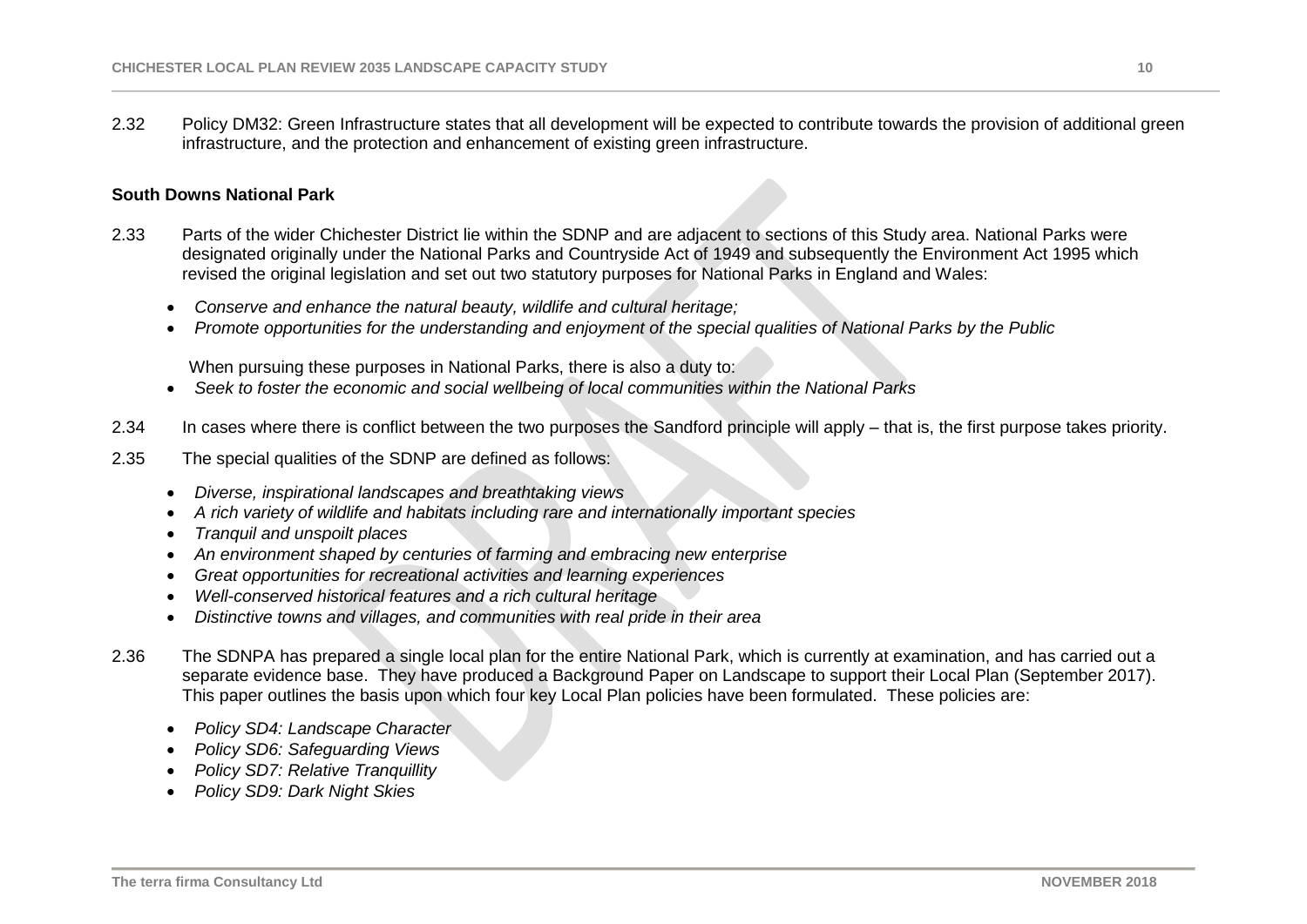2.32 Policy DM32: Green Infrastructure states that all development will be expected to contribute towards the provision of additional green infrastructure, and the protection and enhancement of existing green infrastructure.

**South Downs National Park**

2.33 Parts of the wider Chichester District lie within the SDNP and are adjacent to sections of this Study area. National Parks were designated originally under the National Parks and Countryside Act of 1949 and subsequently the Environment Act 1995 which revised the original legislation and set out two statutory purposes for National Parks in England and Wales:

- *Conserve and enhance the natural beauty, wildlife and cultural heritage;*
- *Promote opportunities for the understanding and enjoyment of the special qualities of National Parks by the Public*

When pursuing these purposes in National Parks, there is also a duty to:

- *Seek to foster the economic and social wellbeing of local communities within the National Parks*

2.34 In cases where there is conflict between the two purposes the Sandford principle will apply – that is, the first purpose takes priority.

2.35 The special qualities of the SDNP are defined as follows:

- *Diverse, inspirational landscapes and breathtaking views*
- *A rich variety of wildlife and habitats including rare and internationally important species*
- *Tranquil and unspoilt places*
- *An environment shaped by centuries of farming and embracing new enterprise*
- *Great opportunities for recreational activities and learning experiences*
- *Well-conserved historical features and a rich cultural heritage*
- *Distinctive towns and villages, and communities with real pride in their area*

2.36 The SDNPA has prepared a single local plan for the entire National Park, which is currently at examination, and has carried out a separate evidence base. They have produced a Background Paper on Landscape to support their Local Plan (September 2017). This paper outlines the basis upon which four key Local Plan policies have been formulated. These policies are:

- *Policy SD4: Landscape Character*
- *Policy SD6: Safeguarding Views*
- *Policy SD7: Relative Tranquillity*
- *Policy SD9: Dark Night Skies*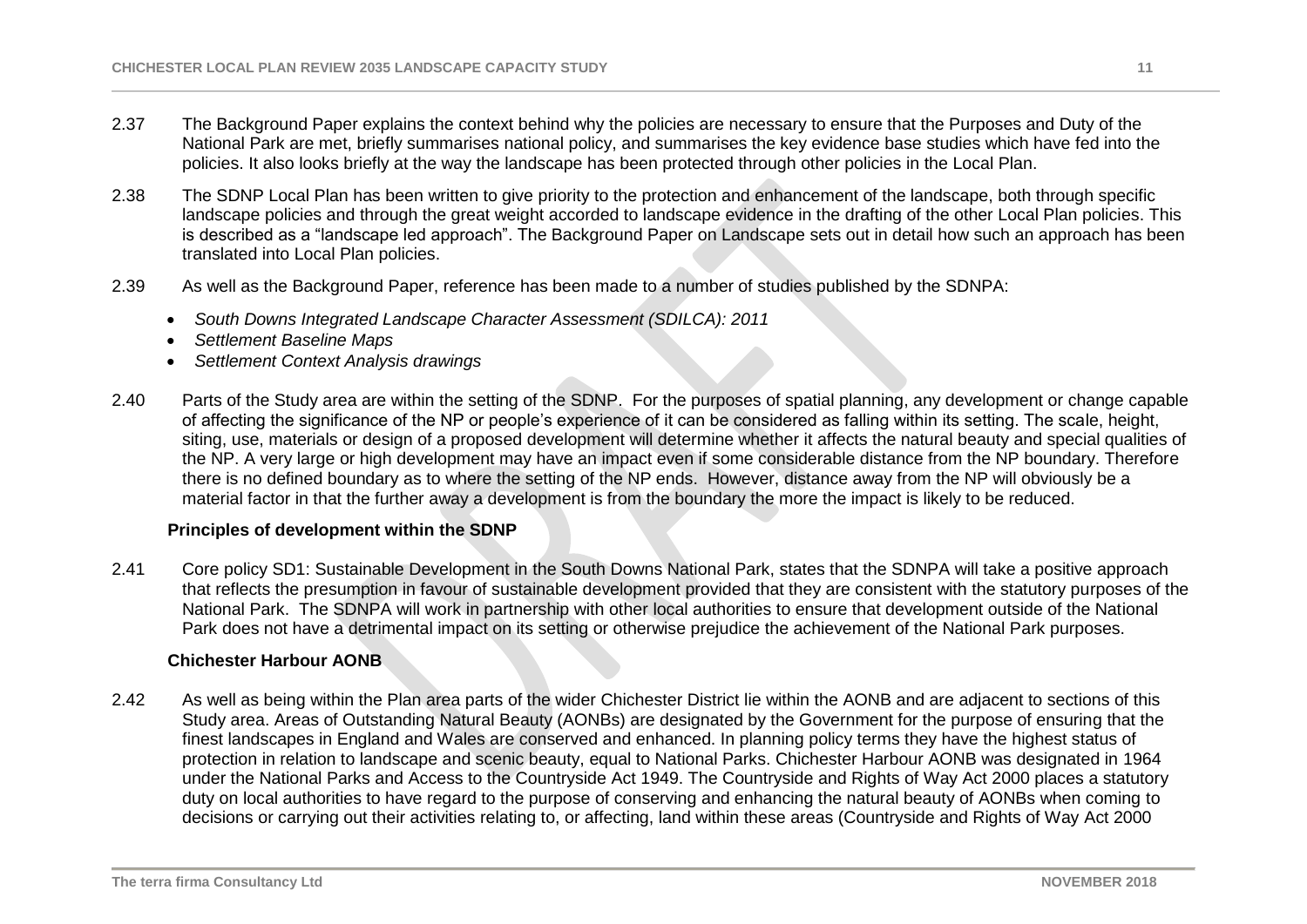2.37 The Background Paper explains the context behind why the policies are necessary to ensure that the Purposes and Duty of the National Park are met, briefly summarises national policy, and summarises the key evidence base studies which have fed into the policies. It also looks briefly at the way the landscape has been protected through other policies in the Local Plan.

2.38 The SDNP Local Plan has been written to give priority to the protection and enhancement of the landscape, both through specific landscape policies and through the great weight accorded to landscape evidence in the drafting of the other Local Plan policies. This is described as a "landscape led approach". The Background Paper on Landscape sets out in detail how such an approach has been translated into Local Plan policies.

2.39 As well as the Background Paper, reference has been made to a number of studies published by the SDNPA:

- *South Downs Integrated Landscape Character Assessment (SDILCA): 2011*
- *Settlement Baseline Maps*
- *Settlement Context Analysis drawings*

2.40 Parts of the Study area are within the setting of the SDNP. For the purposes of spatial planning, any development or change capable of affecting the significance of the NP or people's experience of it can be considered as falling within its setting. The scale, height, siting, use, materials or design of a proposed development will determine whether it affects the natural beauty and special qualities of the NP. A very large or high development may have an impact even if some considerable distance from the NP boundary. Therefore there is no defined boundary as to where the setting of the NP ends. However, distance away from the NP will obviously be a material factor in that the further away a development is from the boundary the more the impact is likely to be reduced.

### Principles of development within the SDNP

2.41 Core policy SD1: Sustainable Development in the South Downs National Park, states that the SDNPA will take a positive approach that reflects the presumption in favour of sustainable development provided that they are consistent with the statutory purposes of the National Park. The SDNPA will work in partnership with other local authorities to ensure that development outside of the National Park does not have a detrimental impact on its setting or otherwise prejudice the achievement of the National Park purposes.

### Chichester Harbour AONB

2.42 As well as being within the Plan area parts of the wider Chichester District lie within the AONB and are adjacent to sections of this Study area. Areas of Outstanding Natural Beauty (AONBs) are designated by the Government for the purpose of ensuring that the finest landscapes in England and Wales are conserved and enhanced. In planning policy terms they have the highest status of protection in relation to landscape and scenic beauty, equal to National Parks. Chichester Harbour AONB was designated in 1964 under the National Parks and Access to the Countryside Act 1949. The Countryside and Rights of Way Act 2000 places a statutory duty on local authorities to have regard to the purpose of conserving and enhancing the natural beauty of AONBs when coming to decisions or carrying out their activities relating to, or affecting, land within these areas (Countryside and Rights of Way Act 2000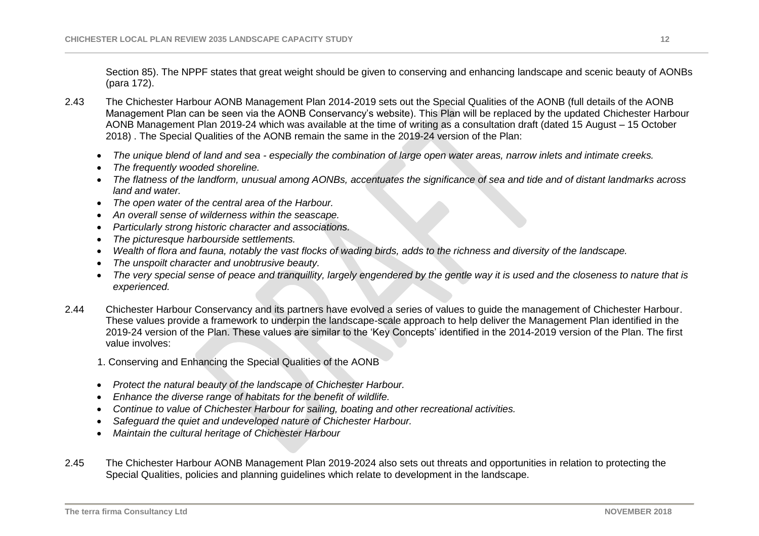Section 85). The NPPF states that great weight should be given to conserving and enhancing landscape and scenic beauty of AONBs (para 172).

2.43 The Chichester Harbour AONB Management Plan 2014-2019 sets out the Special Qualities of the AONB (full details of the AONB Management Plan can be seen via the AONB Conservancy's website). This Plan will be replaced by the updated Chichester Harbour AONB Management Plan 2019-24 which was available at the time of writing as a consultation draft (dated 15 August – 15 October 2018) . The Special Qualities of the AONB remain the same in the 2019-24 version of the Plan:

- *The unique blend of land and sea - especially the combination of large open water areas, narrow inlets and intimate creeks.*
- *The frequently wooded shoreline.*
- *The flatness of the landform, unusual among AONBs, accentuates the significance of sea and tide and of distant landmarks across land and water.*
- *The open water of the central area of the Harbour.*
- *An overall sense of wilderness within the seascape.*
- *Particularly strong historic character and associations.*
- *The picturesque harbourside settlements.*
- *Wealth of flora and fauna, notably the vast flocks of wading birds, adds to the richness and diversity of the landscape.*
- *The unspoilt character and unobtrusive beauty.*
- *The very special sense of peace and tranquillity, largely engendered by the gentle way it is used and the closeness to nature that is experienced.*

2.44 Chichester Harbour Conservancy and its partners have evolved a series of values to guide the management of Chichester Harbour. These values provide a framework to underpin the landscape-scale approach to help deliver the Management Plan identified in the 2019-24 version of the Plan. These values are similar to the 'Key Concepts' identified in the 2014-2019 version of the Plan. The first value involves:

1. Conserving and Enhancing the Special Qualities of the AONB

- *Protect the natural beauty of the landscape of Chichester Harbour.*
- *Enhance the diverse range of habitats for the benefit of wildlife.*
- *Continue to value of Chichester Harbour for sailing, boating and other recreational activities.*
- *Safeguard the quiet and undeveloped nature of Chichester Harbour.*
- *Maintain the cultural heritage of Chichester Harbour*

2.45 The Chichester Harbour AONB Management Plan 2019-2024 also sets out threats and opportunities in relation to protecting the Special Qualities, policies and planning guidelines which relate to development in the landscape.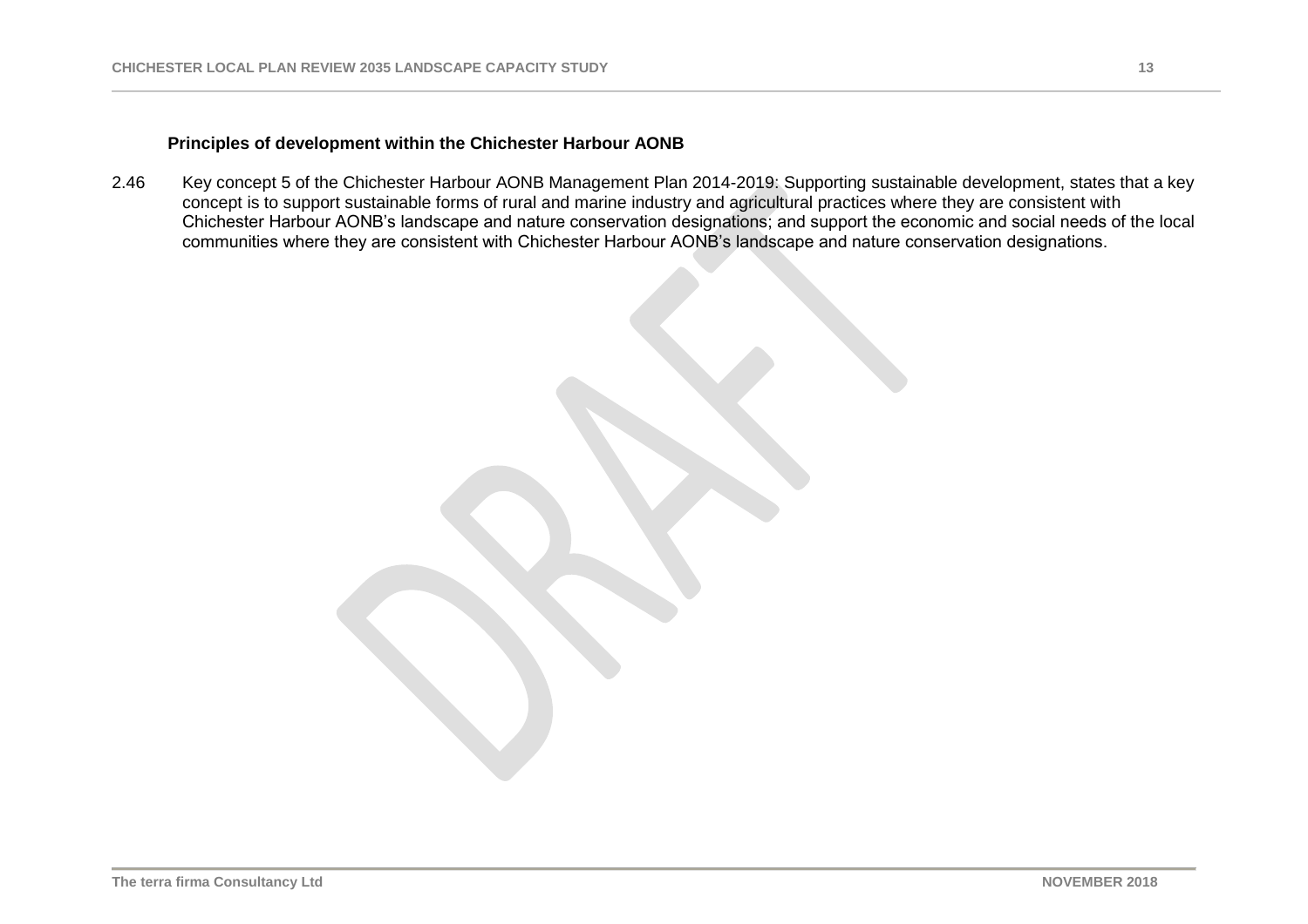### Principles of development within the Chichester Harbour AONB

2.46 Key concept 5 of the Chichester Harbour AONB Management Plan 2014-2019: Supporting sustainable development, states that a key concept is to support sustainable forms of rural and marine industry and agricultural practices where they are consistent with Chichester Harbour AONB's landscape and nature conservation designations; and support the economic and social needs of the local communities where they are consistent with Chichester Harbour AONB's landscape and nature conservation designations.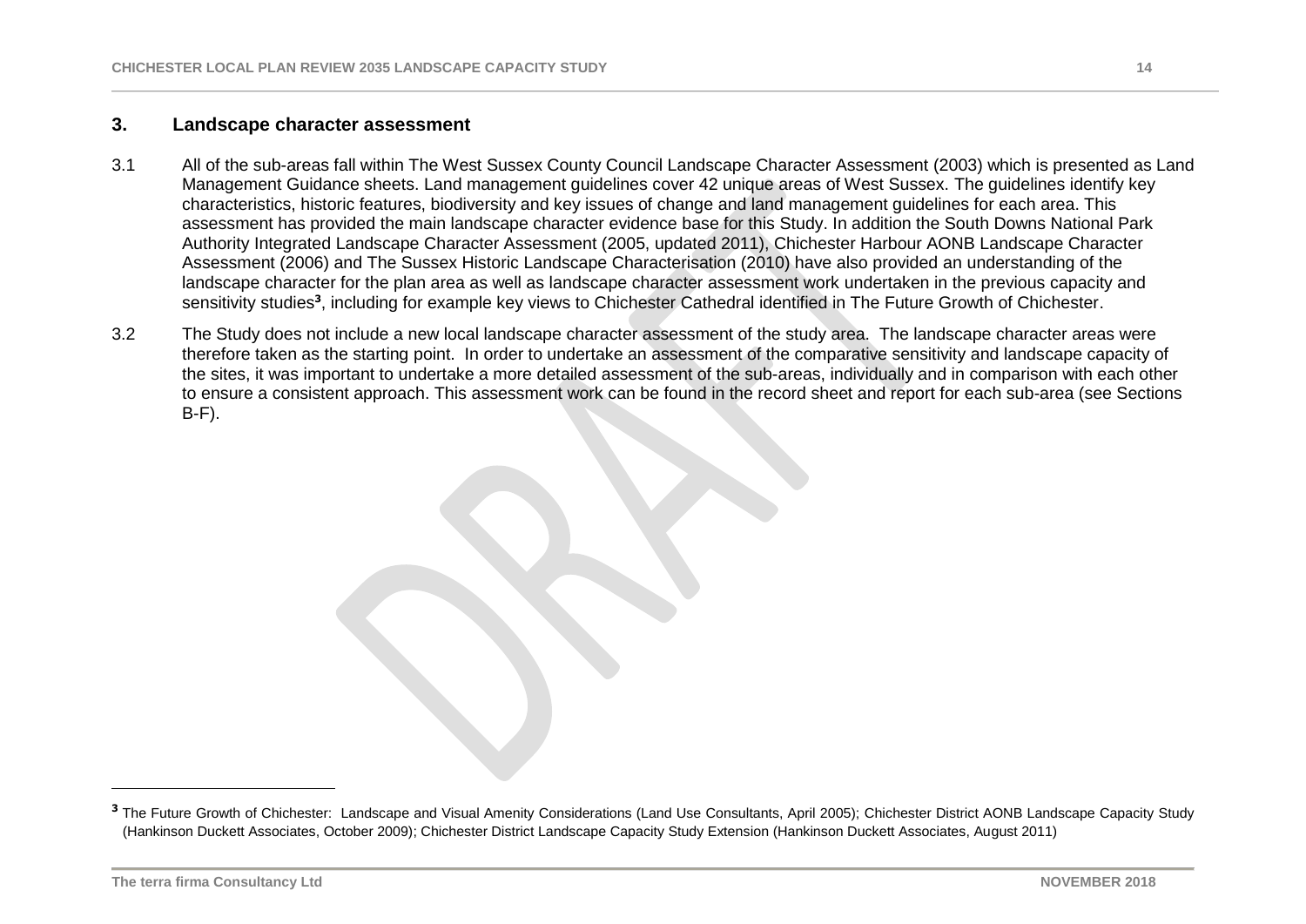## 3. Landscape character assessment

3.1 All of the sub-areas fall within The West Sussex County Council Landscape Character Assessment (2003) which is presented as Land Management Guidance sheets. Land management guidelines cover 42 unique areas of West Sussex. The guidelines identify key characteristics, historic features, biodiversity and key issues of change and land management guidelines for each area. This assessment has provided the main landscape character evidence base for this Study. In addition the South Downs National Park Authority Integrated Landscape Character Assessment (2005, updated 2011), Chichester Harbour AONB Landscape Character Assessment (2006) and The Sussex Historic Landscape Characterisation (2010) have also provided an understanding of the landscape character for the plan area as well as landscape character assessment work undertaken in the previous capacity and sensitivity studies[3], including for example key views to Chichester Cathedral identified in The Future Growth of Chichester.

3.2 The Study does not include a new local landscape character assessment of the study area. The landscape character areas were therefore taken as the starting point. In order to undertake an assessment of the comparative sensitivity and landscape capacity of the sites, it was important to undertake a more detailed assessment of the sub-areas, individually and in comparison with each other to ensure a consistent approach. This assessment work can be found in the record sheet and report for each sub-area (see Sections B-F).

---

[3] The Future Growth of Chichester: Landscape and Visual Amenity Considerations (Land Use Consultants, April 2005); Chichester District AONB Landscape Capacity Study (Hankinson Duckett Associates, October 2009); Chichester District Landscape Capacity Study Extension (Hankinson Duckett Associates, August 2011)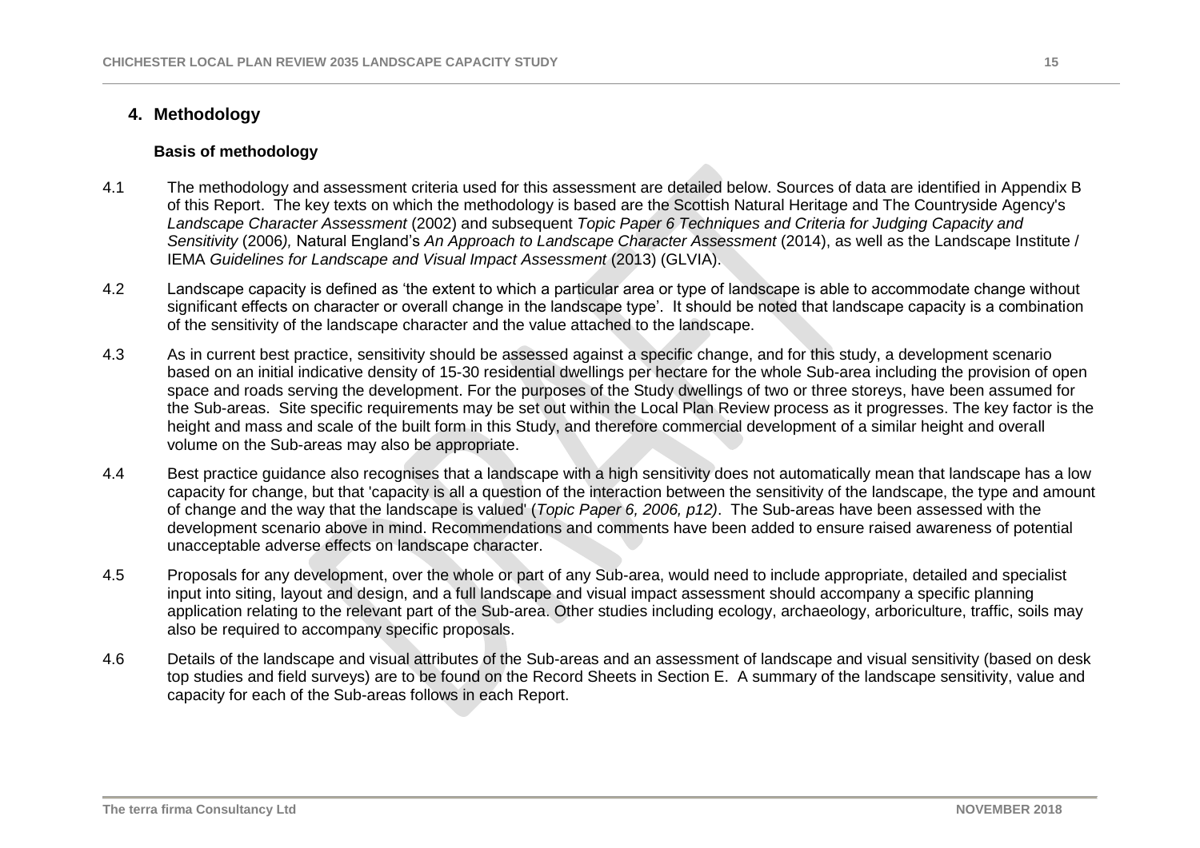## 4. Methodology

### Basis of methodology

4.1 The methodology and assessment criteria used for this assessment are detailed below. Sources of data are identified in Appendix B of this Report. The key texts on which the methodology is based are the Scottish Natural Heritage and The Countryside Agency's *Landscape Character Assessment* (2002) and subsequent *Topic Paper 6 Techniques and Criteria for Judging Capacity and Sensitivity* (2006*),* Natural England's *An Approach to Landscape Character Assessment* (2014), as well as the Landscape Institute / IEMA *Guidelines for Landscape and Visual Impact Assessment* (2013) (GLVIA).

4.2 Landscape capacity is defined as 'the extent to which a particular area or type of landscape is able to accommodate change without significant effects on character or overall change in the landscape type'. It should be noted that landscape capacity is a combination of the sensitivity of the landscape character and the value attached to the landscape.

4.3 As in current best practice, sensitivity should be assessed against a specific change, and for this study, a development scenario based on an initial indicative density of 15-30 residential dwellings per hectare for the whole Sub-area including the provision of open space and roads serving the development. For the purposes of the Study dwellings of two or three storeys, have been assumed for the Sub-areas. Site specific requirements may be set out within the Local Plan Review process as it progresses. The key factor is the height and mass and scale of the built form in this Study, and therefore commercial development of a similar height and overall volume on the Sub-areas may also be appropriate.

4.4 Best practice guidance also recognises that a landscape with a high sensitivity does not automatically mean that landscape has a low capacity for change, but that 'capacity is all a question of the interaction between the sensitivity of the landscape, the type and amount of change and the way that the landscape is valued' (*Topic Paper 6, 2006, p12)*. The Sub-areas have been assessed with the development scenario above in mind. Recommendations and comments have been added to ensure raised awareness of potential unacceptable adverse effects on landscape character.

4.5 Proposals for any development, over the whole or part of any Sub-area, would need to include appropriate, detailed and specialist input into siting, layout and design, and a full landscape and visual impact assessment should accompany a specific planning application relating to the relevant part of the Sub-area. Other studies including ecology, archaeology, arboriculture, traffic, soils may also be required to accompany specific proposals.

4.6 Details of the landscape and visual attributes of the Sub-areas and an assessment of landscape and visual sensitivity (based on desk top studies and field surveys) are to be found on the Record Sheets in Section E. A summary of the landscape sensitivity, value and capacity for each of the Sub-areas follows in each Report.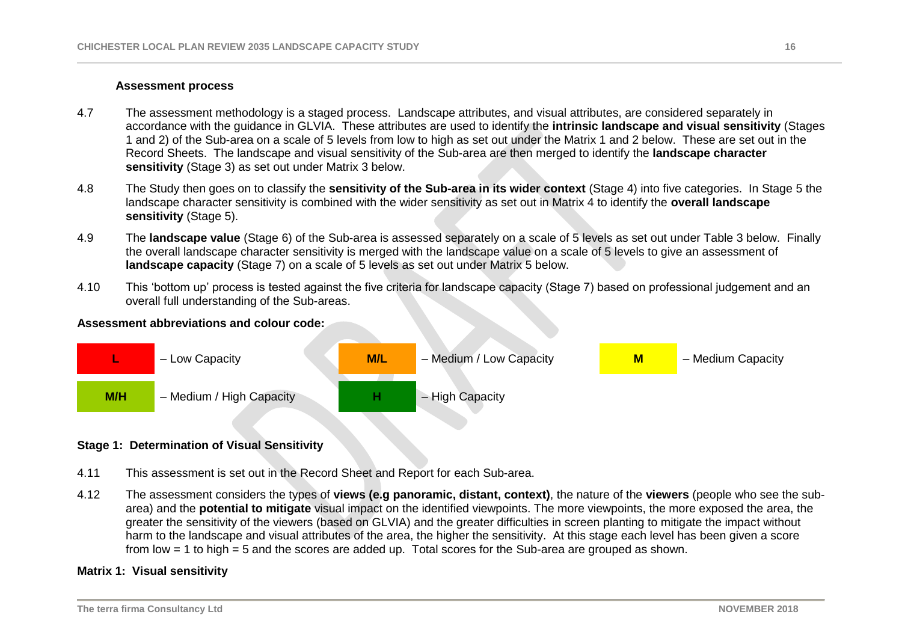### Assessment process

4.7 The assessment methodology is a staged process. Landscape attributes, and visual attributes, are considered separately in accordance with the guidance in GLVIA. These attributes are used to identify the **intrinsic landscape and visual sensitivity** (Stages 1 and 2) of the Sub-area on a scale of 5 levels from low to high as set out under the Matrix 1 and 2 below. These are set out in the Record Sheets. The landscape and visual sensitivity of the Sub-area are then merged to identify the **landscape character sensitivity** (Stage 3) as set out under Matrix 3 below.

4.8 The Study then goes on to classify the **sensitivity of the Sub-area in its wider context** (Stage 4) into five categories. In Stage 5 the landscape character sensitivity is combined with the wider sensitivity as set out in Matrix 4 to identify the **overall landscape sensitivity** (Stage 5).

4.9 The **landscape value** (Stage 6) of the Sub-area is assessed separately on a scale of 5 levels as set out under Table 3 below. Finally the overall landscape character sensitivity is merged with the landscape value on a scale of 5 levels to give an assessment of **landscape capacity** (Stage 7) on a scale of 5 levels as set out under Matrix 5 below.

4.10 This 'bottom up' process is tested against the five criteria for landscape capacity (Stage 7) based on professional judgement and an overall full understanding of the Sub-areas.

**Assessment abbreviations and colour code:**

| Code | Meaning |
|---|---|
| **L** | – Low Capacity |
| **M/L** | – Medium / Low Capacity |
| **M** | – Medium Capacity |
| **M/H** | – Medium / High Capacity |
| **H** | – High Capacity |

**Stage 1: Determination of Visual Sensitivity**

4.11 This assessment is set out in the Record Sheet and Report for each Sub-area.

4.12 The assessment considers the types of **views (e.g panoramic, distant, context)**, the nature of the **viewers** (people who see the sub-area) and the **potential to mitigate** visual impact on the identified viewpoints. The more viewpoints, the more exposed the area, the greater the sensitivity of the viewers (based on GLVIA) and the greater difficulties in screen planting to mitigate the impact without harm to the landscape and visual attributes of the area, the higher the sensitivity. At this stage each level has been given a score from low = 1 to high = 5 and the scores are added up. Total scores for the Sub-area are grouped as shown.

**Matrix 1: Visual sensitivity**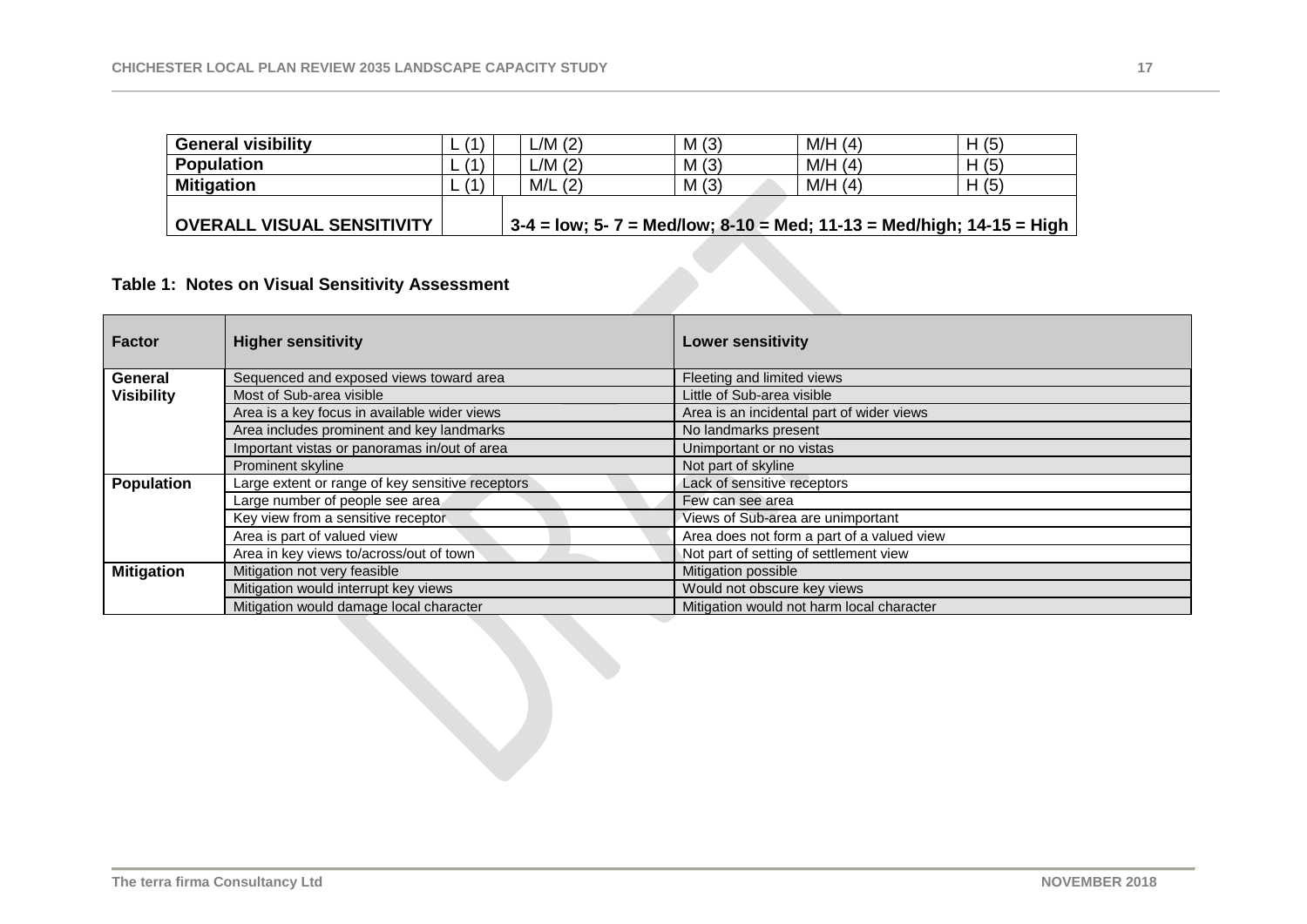| General visibility | L (1) | | L/M (2) | M (3) | M/H (4) | H (5) |
|---|---|---|---|---|---|---|
| **Population** | L (1) | | L/M (2) | M (3) | M/H (4) | H (5) |
| **Mitigation** | L (1) | | M/L (2) | M (3) | M/H (4) | H (5) |
| **OVERALL VISUAL SENSITIVITY** | | **3-4 = low; 5- 7 = Med/low; 8-10 = Med; 11-13 = Med/high; 14-15 = High** | | | | |

**Table 1: Notes on Visual Sensitivity Assessment**

| Factor | Higher sensitivity | Lower sensitivity |
|---|---|---|
| **General Visibility** | Sequenced and exposed views toward area | Fleeting and limited views |
| | Most of Sub-area visible | Little of Sub-area visible |
| | Area is a key focus in available wider views | Area is an incidental part of wider views |
| | Area includes prominent and key landmarks | No landmarks present |
| | Important vistas or panoramas in/out of area | Unimportant or no vistas |
| | Prominent skyline | Not part of skyline |
| **Population** | Large extent or range of key sensitive receptors | Lack of sensitive receptors |
| | Large number of people see area | Few can see area |
| | Key view from a sensitive receptor | Views of Sub-area are unimportant |
| | Area is part of valued view | Area does not form a part of a valued view |
| | Area in key views to/across/out of town | Not part of setting of settlement view |
| **Mitigation** | Mitigation not very feasible | Mitigation possible |
| | Mitigation would interrupt key views | Would not obscure key views |
| | Mitigation would damage local character | Mitigation would not harm local character |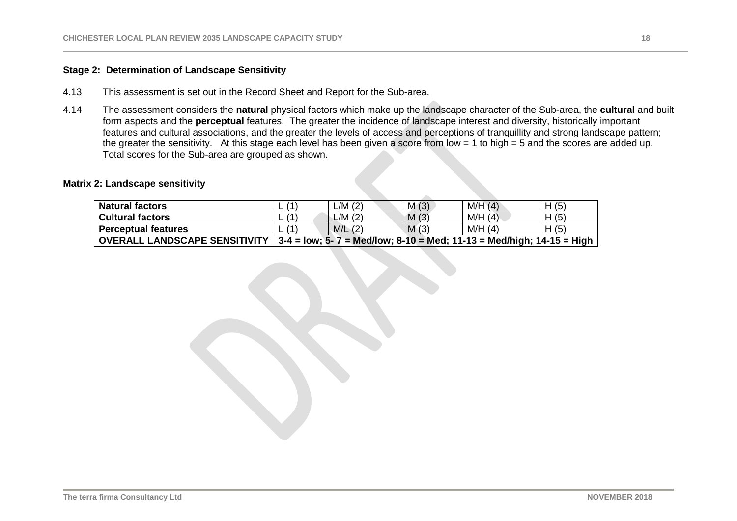### Stage 2: Determination of Landscape Sensitivity

4.13 This assessment is set out in the Record Sheet and Report for the Sub-area.

4.14 The assessment considers the **natural** physical factors which make up the landscape character of the Sub-area, the **cultural** and built form aspects and the **perceptual** features. The greater the incidence of landscape interest and diversity, historically important features and cultural associations, and the greater the levels of access and perceptions of tranquillity and strong landscape pattern; the greater the sensitivity. At this stage each level has been given a score from low = 1 to high = 5 and the scores are added up. Total scores for the Sub-area are grouped as shown.

**Matrix 2: Landscape sensitivity**

| **Natural factors** | L (1) | L/M (2) | M (3) | M/H (4) | H (5) |
|---|---|---|---|---|---|
| **Cultural factors** | L (1) | L/M (2) | M (3) | M/H (4) | H (5) |
| **Perceptual features** | L (1) | M/L (2) | M (3) | M/H (4) | H (5) |
| **OVERALL LANDSCAPE SENSITIVITY** | **3-4 = low; 5- 7 = Med/low; 8-10 = Med; 11-13 = Med/high; 14-15 = High** | | | | |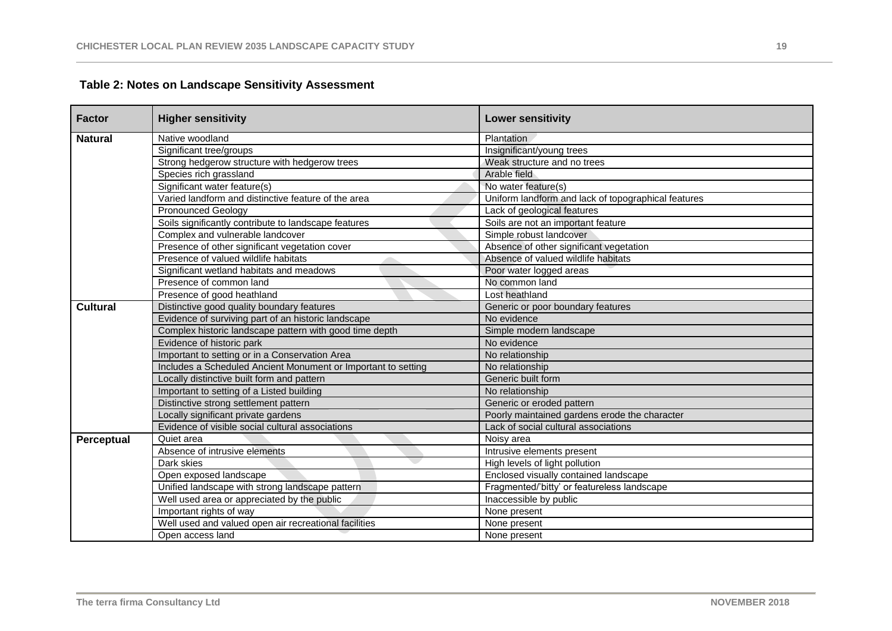## Table 2: Notes on Landscape Sensitivity Assessment

| Factor | Higher sensitivity | Lower sensitivity |
|---|---|---|
| **Natural** | Native woodland | Plantation |
| | Significant tree/groups | Insignificant/young trees |
| | Strong hedgerow structure with hedgerow trees | Weak structure and no trees |
| | Species rich grassland | Arable field |
| | Significant water feature(s) | No water feature(s) |
| | Varied landform and distinctive feature of the area | Uniform landform and lack of topographical features |
| | Pronounced Geology | Lack of geological features |
| | Soils significantly contribute to landscape features | Soils are not an important feature |
| | Complex and vulnerable landcover | Simple robust landcover |
| | Presence of other significant vegetation cover | Absence of other significant vegetation |
| | Presence of valued wildlife habitats | Absence of valued wildlife habitats |
| | Significant wetland habitats and meadows | Poor water logged areas |
| | Presence of common land | No common land |
| | Presence of good heathland | Lost heathland |
| **Cultural** | Distinctive good quality boundary features | Generic or poor boundary features |
| | Evidence of surviving part of an historic landscape | No evidence |
| | Complex historic landscape pattern with good time depth | Simple modern landscape |
| | Evidence of historic park | No evidence |
| | Important to setting or in a Conservation Area | No relationship |
| | Includes a Scheduled Ancient Monument or Important to setting | No relationship |
| | Locally distinctive built form and pattern | Generic built form |
| | Important to setting of a Listed building | No relationship |
| | Distinctive strong settlement pattern | Generic or eroded pattern |
| | Locally significant private gardens | Poorly maintained gardens erode the character |
| | Evidence of visible social cultural associations | Lack of social cultural associations |
| **Perceptual** | Quiet area | Noisy area |
| | Absence of intrusive elements | Intrusive elements present |
| | Dark skies | High levels of light pollution |
| | Open exposed landscape | Enclosed visually contained landscape |
| | Unified landscape with strong landscape pattern | Fragmented/'bitty' or featureless landscape |
| | Well used area or appreciated by the public | Inaccessible by public |
| | Important rights of way | None present |
| | Well used and valued open air recreational facilities | None present |
| | Open access land | None present |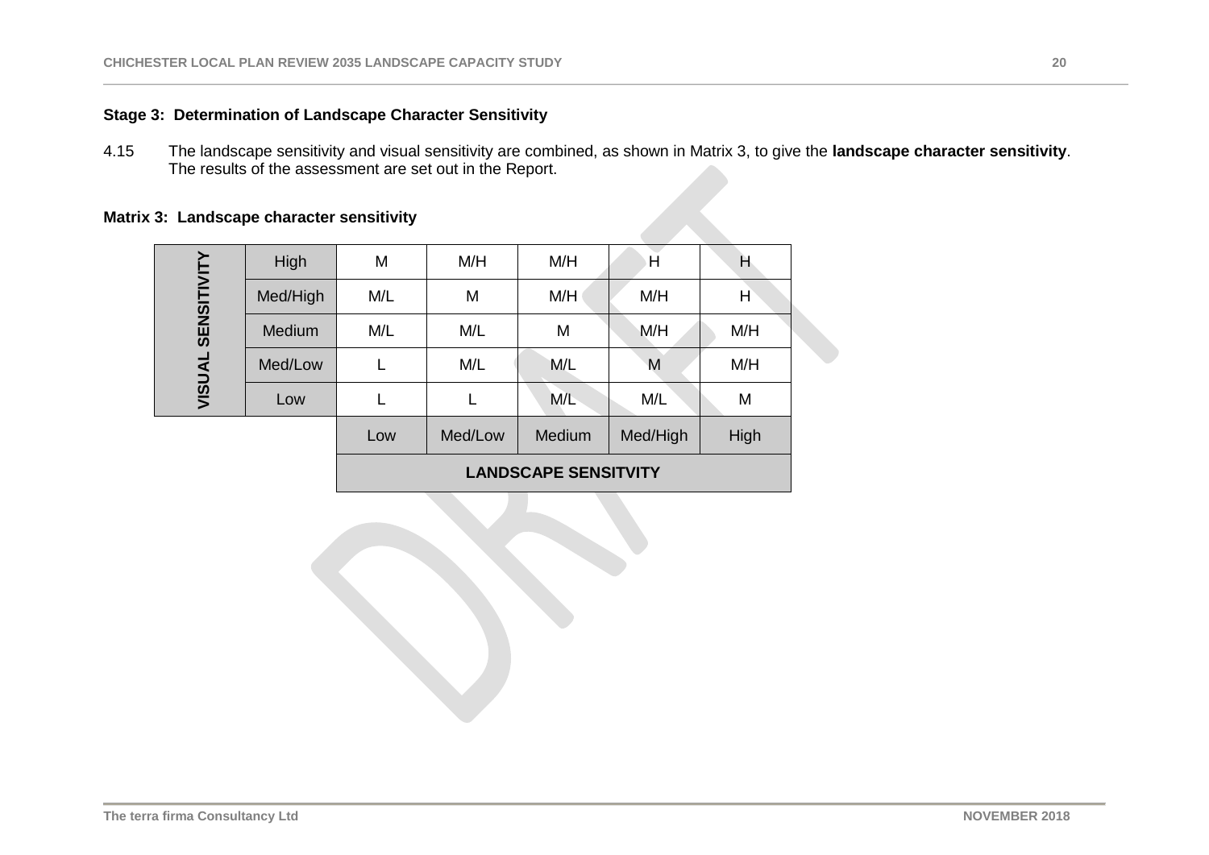**Stage 3: Determination of Landscape Character Sensitivity**

4.15 The landscape sensitivity and visual sensitivity are combined, as shown in Matrix 3, to give the **landscape character sensitivity**. The results of the assessment are set out in the Report.

**Matrix 3: Landscape character sensitivity**

| VISUAL SENSITIVITY | | | | | | |
|---|---|---|---|---|---|---|
| | High | M | M/H | M/H | H | H |
| | Med/High | M/L | M | M/H | M/H | H |
| | Medium | M/L | M/L | M | M/H | M/H |
| | Med/Low | L | M/L | M/L | M | M/H |
| | Low | L | L | M/L | M/L | M |
| | | Low | Med/Low | Medium | Med/High | High |
| | | **LANDSCAPE SENSITVITY** | | | | |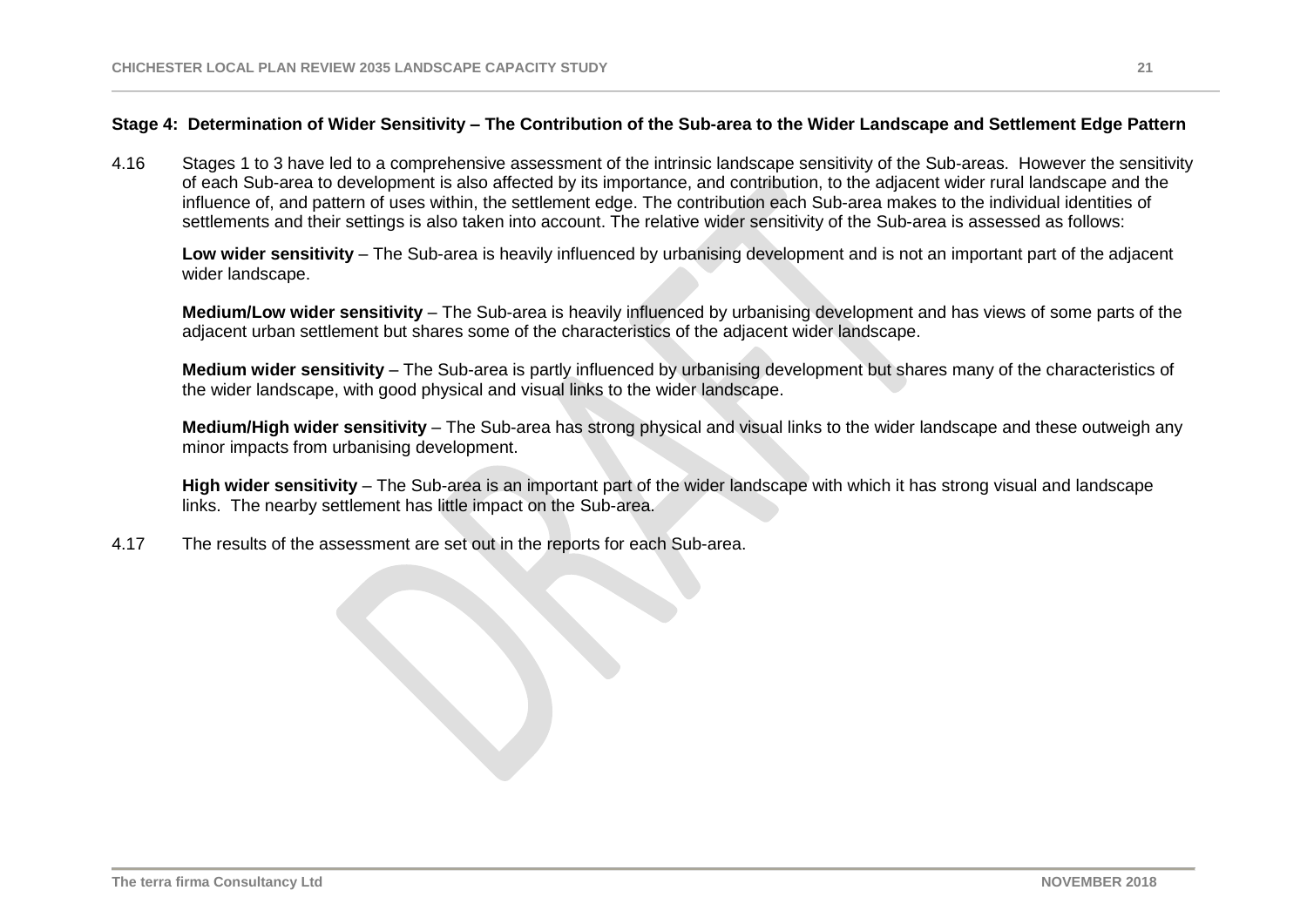**Stage 4: Determination of Wider Sensitivity – The Contribution of the Sub-area to the Wider Landscape and Settlement Edge Pattern**

4.16 Stages 1 to 3 have led to a comprehensive assessment of the intrinsic landscape sensitivity of the Sub-areas. However the sensitivity of each Sub-area to development is also affected by its importance, and contribution, to the adjacent wider rural landscape and the influence of, and pattern of uses within, the settlement edge. The contribution each Sub-area makes to the individual identities of settlements and their settings is also taken into account. The relative wider sensitivity of the Sub-area is assessed as follows:

**Low wider sensitivity** – The Sub-area is heavily influenced by urbanising development and is not an important part of the adjacent wider landscape.

**Medium/Low wider sensitivity** – The Sub-area is heavily influenced by urbanising development and has views of some parts of the adjacent urban settlement but shares some of the characteristics of the adjacent wider landscape.

**Medium wider sensitivity** – The Sub-area is partly influenced by urbanising development but shares many of the characteristics of the wider landscape, with good physical and visual links to the wider landscape.

**Medium/High wider sensitivity** – The Sub-area has strong physical and visual links to the wider landscape and these outweigh any minor impacts from urbanising development.

**High wider sensitivity** – The Sub-area is an important part of the wider landscape with which it has strong visual and landscape links. The nearby settlement has little impact on the Sub-area.

4.17 The results of the assessment are set out in the reports for each Sub-area.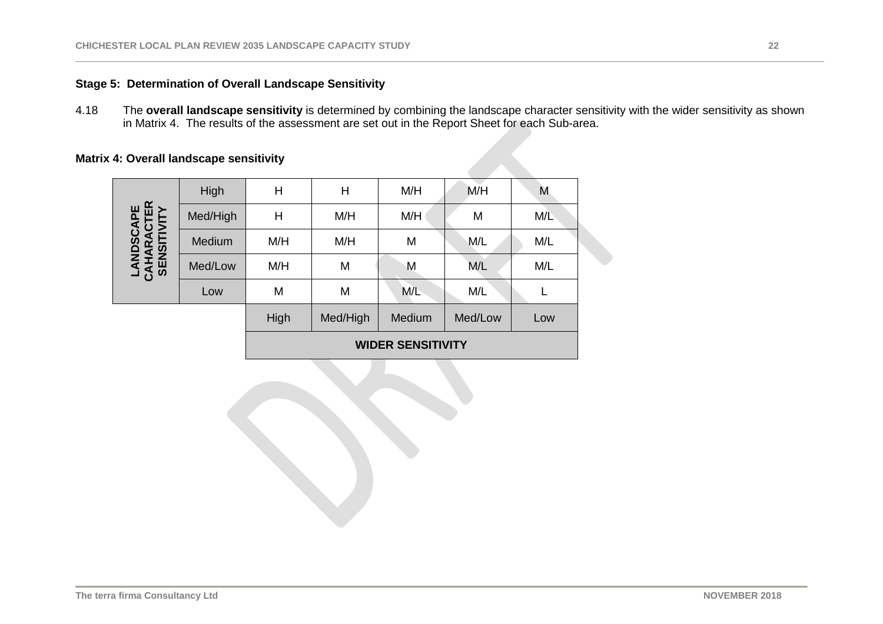### Stage 5: Determination of Overall Landscape Sensitivity

4.18 The **overall landscape sensitivity** is determined by combining the landscape character sensitivity with the wider sensitivity as shown in Matrix 4. The results of the assessment are set out in the Report Sheet for each Sub-area.

**Matrix 4: Overall landscape sensitivity**

| LANDSCAPE CAHARACTER SENSITIVITY | | | | | | |
|---|---|---|---|---|---|---|
| | High | H | H | M/H | M/H | M |
| | Med/High | H | M/H | M/H | M | M/L |
| | Medium | M/H | M/H | M | M/L | M/L |
| | Med/Low | M/H | M | M | M/L | M/L |
| | Low | M | M | M/L | M/L | L |
| | | High | Med/High | Medium | Med/Low | Low |
| | | **WIDER SENSITIVITY** | | | | |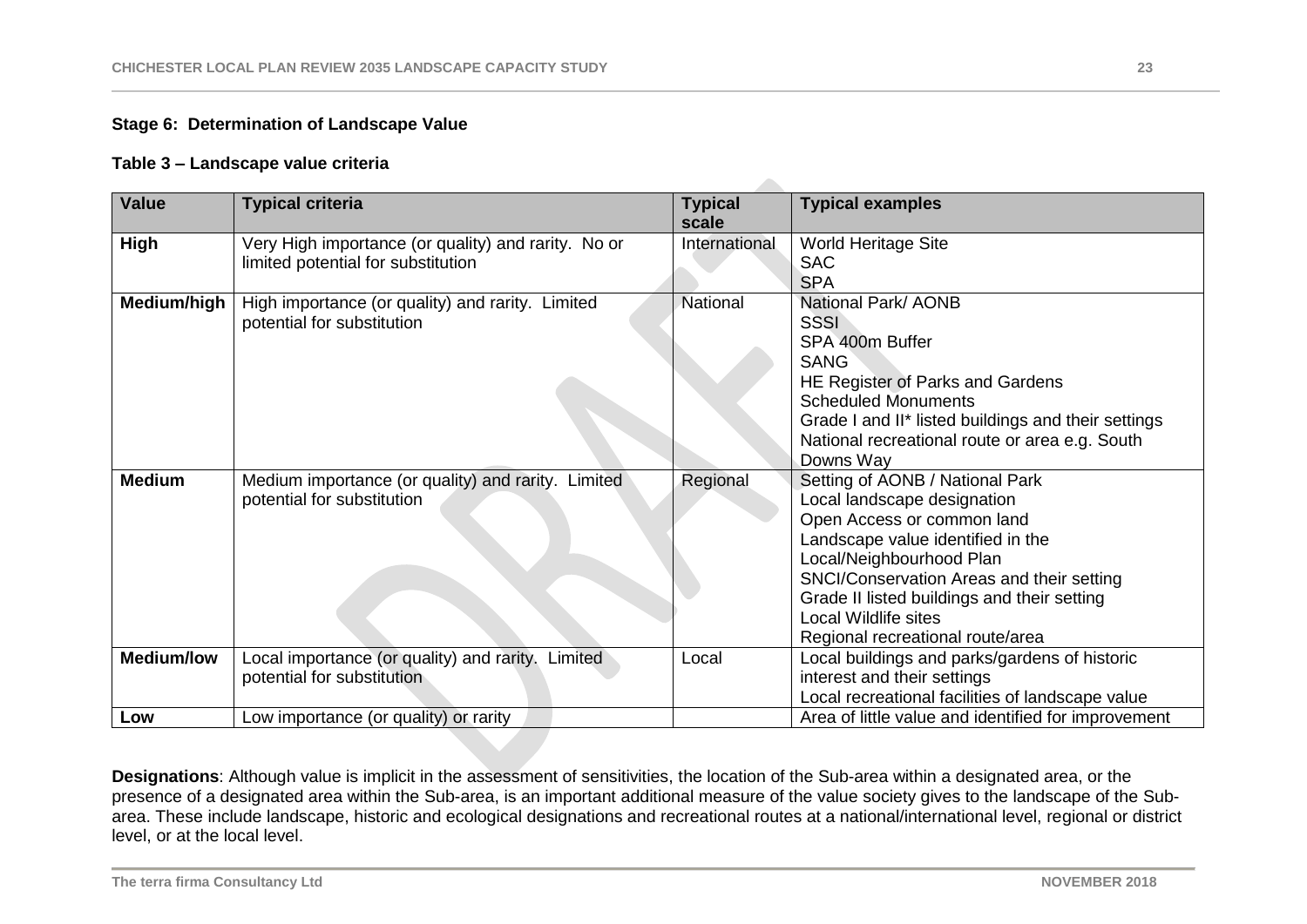**Stage 6: Determination of Landscape Value**

**Table 3 – Landscape value criteria**

| Value | Typical criteria | Typical scale | Typical examples |
|---|---|---|---|
| **High** | Very High importance (or quality) and rarity. No or limited potential for substitution | International | World Heritage Site<br>SAC<br>SPA |
| **Medium/high** | High importance (or quality) and rarity. Limited potential for substitution | National | National Park/ AONB<br>SSSI<br>SPA 400m Buffer<br>SANG<br>HE Register of Parks and Gardens<br>Scheduled Monuments<br>Grade I and II* listed buildings and their settings<br>National recreational route or area e.g. South Downs Way |
| **Medium** | Medium importance (or quality) and rarity. Limited potential for substitution | Regional | Setting of AONB / National Park<br>Local landscape designation<br>Open Access or common land<br>Landscape value identified in the Local/Neighbourhood Plan<br>SNCI/Conservation Areas and their setting<br>Grade II listed buildings and their setting<br>Local Wildlife sites<br>Regional recreational route/area |
| **Medium/low** | Local importance (or quality) and rarity. Limited potential for substitution | Local | Local buildings and parks/gardens of historic interest and their settings<br>Local recreational facilities of landscape value |
| **Low** | Low importance (or quality) or rarity | | Area of little value and identified for improvement |

**Designations**: Although value is implicit in the assessment of sensitivities, the location of the Sub-area within a designated area, or the presence of a designated area within the Sub-area, is an important additional measure of the value society gives to the landscape of the Sub-area. These include landscape, historic and ecological designations and recreational routes at a national/international level, regional or district level, or at the local level.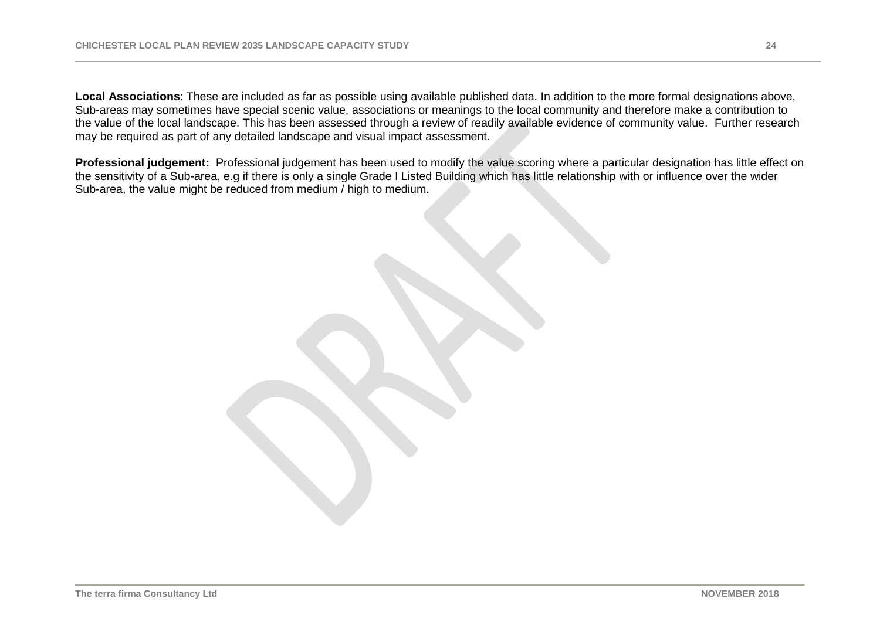**Local Associations**: These are included as far as possible using available published data. In addition to the more formal designations above, Sub-areas may sometimes have special scenic value, associations or meanings to the local community and therefore make a contribution to the value of the local landscape. This has been assessed through a review of readily available evidence of community value.  Further research may be required as part of any detailed landscape and visual impact assessment.

**Professional judgement:**  Professional judgement has been used to modify the value scoring where a particular designation has little effect on the sensitivity of a Sub-area, e.g if there is only a single Grade I Listed Building which has little relationship with or influence over the wider Sub-area, the value might be reduced from medium / high to medium.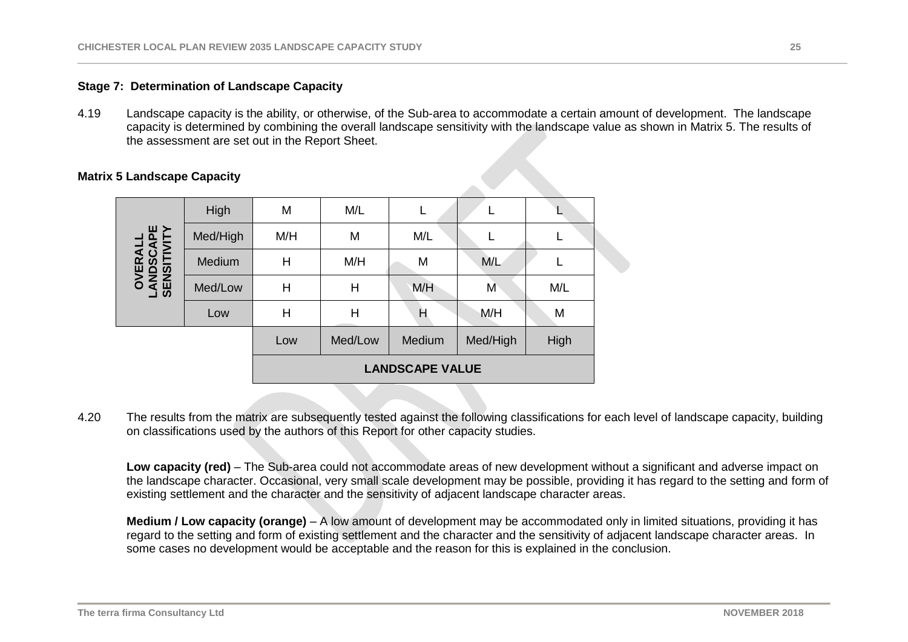### Stage 7: Determination of Landscape Capacity

4.19 Landscape capacity is the ability, or otherwise, of the Sub-area to accommodate a certain amount of development. The landscape capacity is determined by combining the overall landscape sensitivity with the landscape value as shown in Matrix 5. The results of the assessment are set out in the Report Sheet.

**Matrix 5 Landscape Capacity**

| OVERALL LANDSCAPE SENSITIVITY | | | | | | |
|---|---|---|---|---|---|---|
| | High | M | M/L | L | L | L |
| | Med/High | M/H | M | M/L | L | L |
| | Medium | H | M/H | M | M/L | L |
| | Med/Low | H | H | M/H | M | M/L |
| | Low | H | H | H | M/H | M |
| | | Low | Med/Low | Medium | Med/High | High |
| | | **LANDSCAPE VALUE** | | | | |

4.20 The results from the matrix are subsequently tested against the following classifications for each level of landscape capacity, building on classifications used by the authors of this Report for other capacity studies.

**Low capacity (red)** – The Sub-area could not accommodate areas of new development without a significant and adverse impact on the landscape character. Occasional, very small scale development may be possible, providing it has regard to the setting and form of existing settlement and the character and the sensitivity of adjacent landscape character areas.

**Medium / Low capacity (orange)** – A low amount of development may be accommodated only in limited situations, providing it has regard to the setting and form of existing settlement and the character and the sensitivity of adjacent landscape character areas. In some cases no development would be acceptable and the reason for this is explained in the conclusion.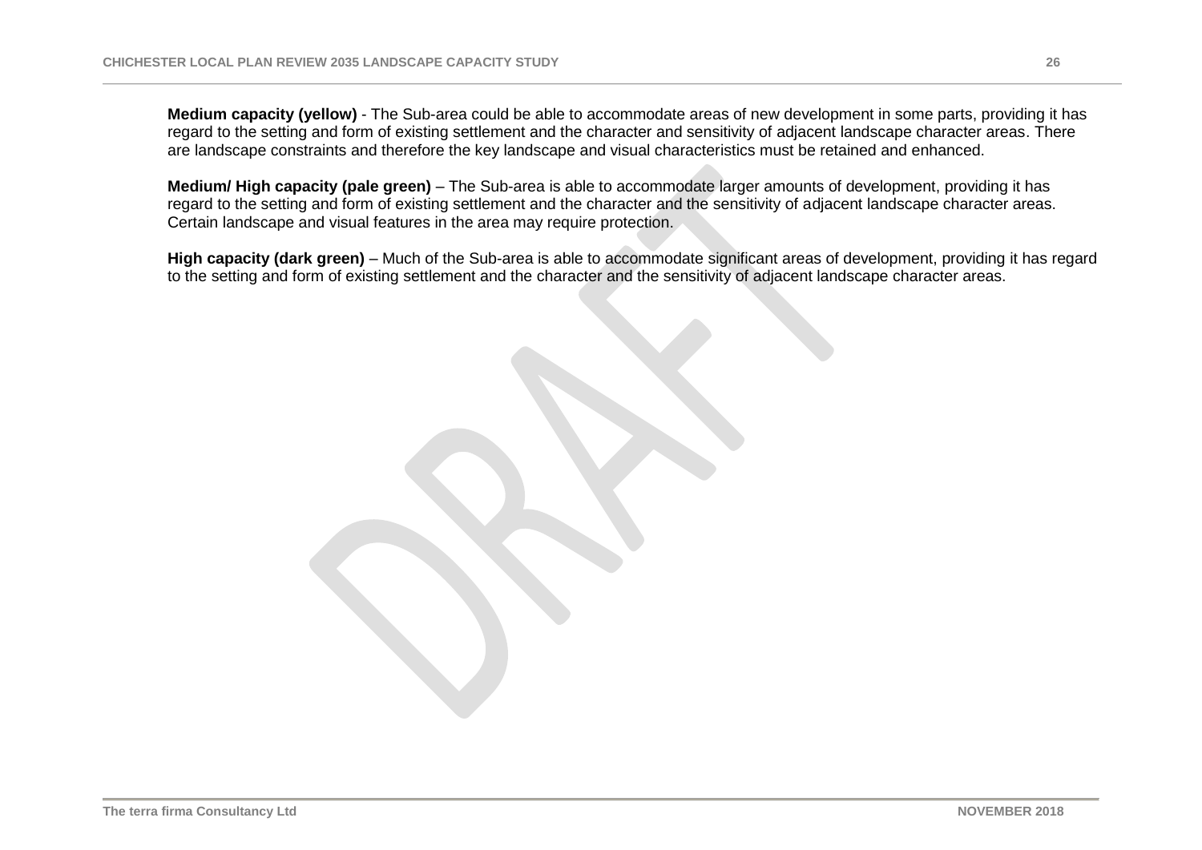**Medium capacity (yellow)** - The Sub-area could be able to accommodate areas of new development in some parts, providing it has regard to the setting and form of existing settlement and the character and sensitivity of adjacent landscape character areas. There are landscape constraints and therefore the key landscape and visual characteristics must be retained and enhanced.

**Medium/ High capacity (pale green)** – The Sub-area is able to accommodate larger amounts of development, providing it has regard to the setting and form of existing settlement and the character and the sensitivity of adjacent landscape character areas. Certain landscape and visual features in the area may require protection.

**High capacity (dark green)** – Much of the Sub-area is able to accommodate significant areas of development, providing it has regard to the setting and form of existing settlement and the character and the sensitivity of adjacent landscape character areas.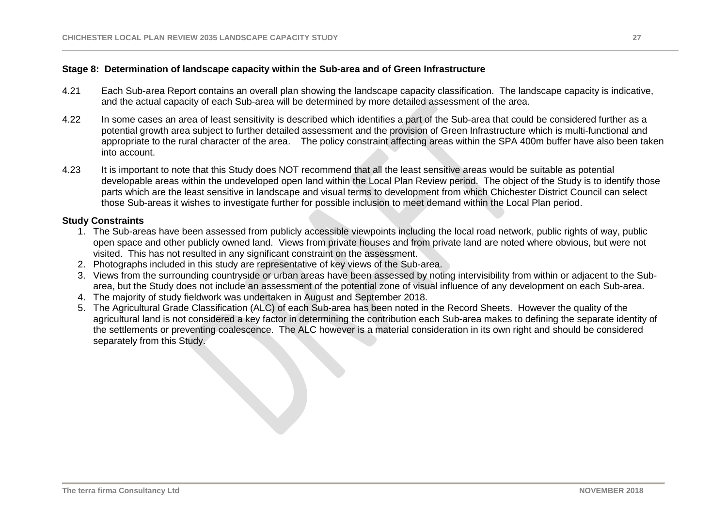**Stage 8: Determination of landscape capacity within the Sub-area and of Green Infrastructure**

4.21 Each Sub-area Report contains an overall plan showing the landscape capacity classification. The landscape capacity is indicative, and the actual capacity of each Sub-area will be determined by more detailed assessment of the area.

4.22 In some cases an area of least sensitivity is described which identifies a part of the Sub-area that could be considered further as a potential growth area subject to further detailed assessment and the provision of Green Infrastructure which is multi-functional and appropriate to the rural character of the area. The policy constraint affecting areas within the SPA 400m buffer have also been taken into account.

4.23 It is important to note that this Study does NOT recommend that all the least sensitive areas would be suitable as potential developable areas within the undeveloped open land within the Local Plan Review period. The object of the Study is to identify those parts which are the least sensitive in landscape and visual terms to development from which Chichester District Council can select those Sub-areas it wishes to investigate further for possible inclusion to meet demand within the Local Plan period.

**Study Constraints**

1. The Sub-areas have been assessed from publicly accessible viewpoints including the local road network, public rights of way, public open space and other publicly owned land. Views from private houses and from private land are noted where obvious, but were not visited. This has not resulted in any significant constraint on the assessment.
2. Photographs included in this study are representative of key views of the Sub-area.
3. Views from the surrounding countryside or urban areas have been assessed by noting intervisibility from within or adjacent to the Sub-area, but the Study does not include an assessment of the potential zone of visual influence of any development on each Sub-area.
4. The majority of study fieldwork was undertaken in August and September 2018.
5. The Agricultural Grade Classification (ALC) of each Sub-area has been noted in the Record Sheets. However the quality of the agricultural land is not considered a key factor in determining the contribution each Sub-area makes to defining the separate identity of the settlements or preventing coalescence. The ALC however is a material consideration in its own right and should be considered separately from this Study.